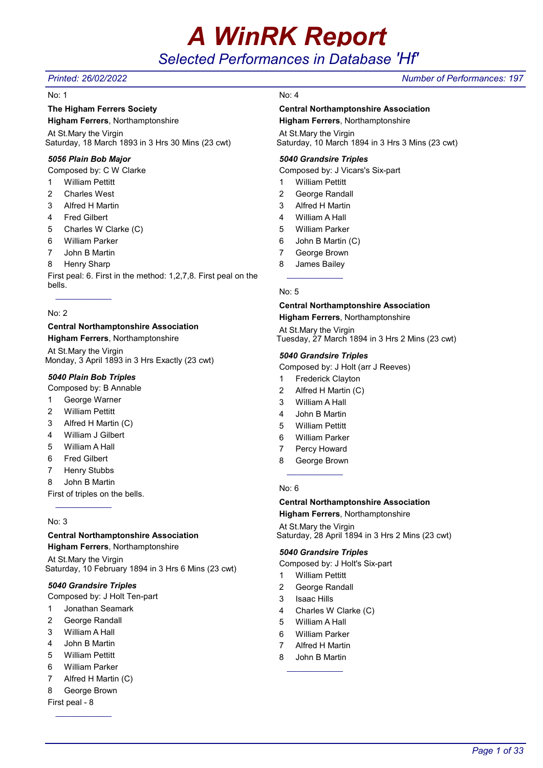# A WinRK Report

## Selected Performances in Database 'Hf'

*Printed: 26/02/2022* *Number of Performances: 197*

No: 1

**The Higham Ferrers Society**
**Higham Ferrers**, Northamptonshire
At St.Mary the Virgin
Saturday, 18 March 1893 in 3 Hrs 30 Mins (23 cwt)

***5056 Plain Bob Major***
Composed by: C W Clarke

1 William Pettitt
2 Charles West
3 Alfred H Martin
4 Fred Gilbert
5 Charles W Clarke (C)
6 William Parker
7 John B Martin
8 Henry Sharp

First peal: 6. First in the method: 1,2,7,8. First peal on the bells.

---

No: 2

**Central Northamptonshire Association**
**Higham Ferrers**, Northamptonshire
At St.Mary the Virgin
Monday, 3 April 1893 in 3 Hrs Exactly (23 cwt)

***5040 Plain Bob Triples***
Composed by: B Annable

1 George Warner
2 William Pettitt
3 Alfred H Martin (C)
4 William J Gilbert
5 William A Hall
6 Fred Gilbert
7 Henry Stubbs
8 John B Martin

First of triples on the bells.

---

No: 3

**Central Northamptonshire Association**
**Higham Ferrers**, Northamptonshire
At St.Mary the Virgin
Saturday, 10 February 1894 in 3 Hrs 6 Mins (23 cwt)

***5040 Grandsire Triples***
Composed by: J Holt Ten-part

1 Jonathan Seamark
2 George Randall
3 William A Hall
4 John B Martin
5 William Pettitt
6 William Parker
7 Alfred H Martin (C)
8 George Brown

First peal - 8

---

No: 4

**Central Northamptonshire Association**
**Higham Ferrers**, Northamptonshire
At St.Mary the Virgin
Saturday, 10 March 1894 in 3 Hrs 3 Mins (23 cwt)

***5040 Grandsire Triples***
Composed by: J Vicars's Six-part

1 William Pettitt
2 George Randall
3 Alfred H Martin
4 William A Hall
5 William Parker
6 John B Martin (C)
7 George Brown
8 James Bailey

---

No: 5

**Central Northamptonshire Association**
**Higham Ferrers**, Northamptonshire
At St.Mary the Virgin
Tuesday, 27 March 1894 in 3 Hrs 2 Mins (23 cwt)

***5040 Grandsire Triples***
Composed by: J Holt (arr J Reeves)

1 Frederick Clayton
2 Alfred H Martin (C)
3 William A Hall
4 John B Martin
5 William Pettitt
6 William Parker
7 Percy Howard
8 George Brown

---

No: 6

**Central Northamptonshire Association**
**Higham Ferrers**, Northamptonshire
At St.Mary the Virgin
Saturday, 28 April 1894 in 3 Hrs 2 Mins (23 cwt)

***5040 Grandsire Triples***
Composed by: J Holt's Six-part

1 William Pettitt
2 George Randall
3 Isaac Hills
4 Charles W Clarke (C)
5 William A Hall
6 William Parker
7 Alfred H Martin
8 John B Martin

---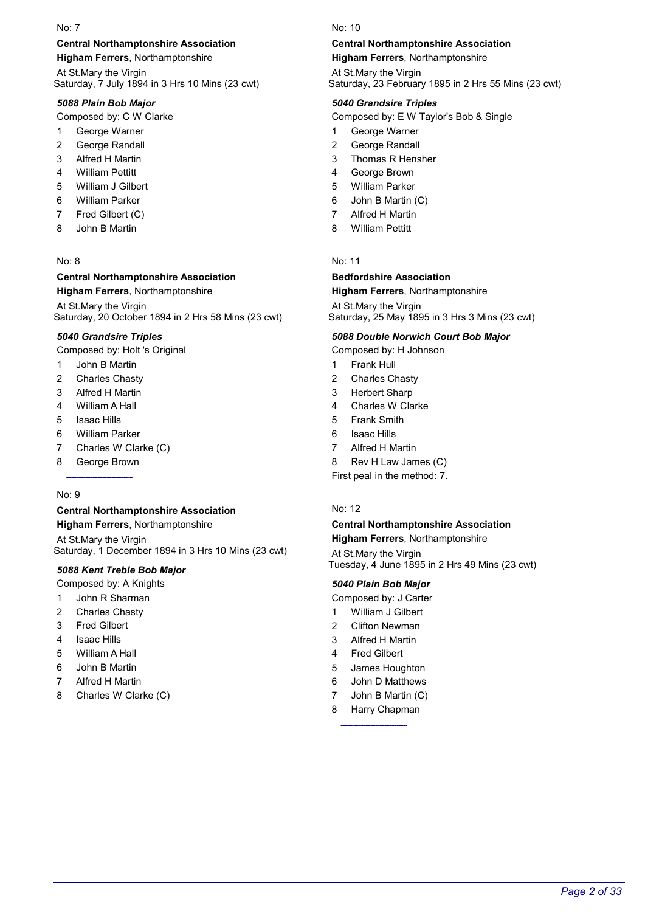No: 7

**Central Northamptonshire Association**
**Higham Ferrers**, Northamptonshire

At St.Mary the Virgin
Saturday, 7 July 1894 in 3 Hrs 10 Mins (23 cwt)

***5088 Plain Bob Major***

Composed by: C W Clarke

1 George Warner
2 George Randall
3 Alfred H Martin
4 William Pettitt
5 William J Gilbert
6 William Parker
7 Fred Gilbert (C)
8 John B Martin

---

No: 8

**Central Northamptonshire Association**
**Higham Ferrers**, Northamptonshire

At St.Mary the Virgin
Saturday, 20 October 1894 in 2 Hrs 58 Mins (23 cwt)

***5040 Grandsire Triples***

Composed by: Holt 's Original

1 John B Martin
2 Charles Chasty
3 Alfred H Martin
4 William A Hall
5 Isaac Hills
6 William Parker
7 Charles W Clarke (C)
8 George Brown

---

No: 9

**Central Northamptonshire Association**
**Higham Ferrers**, Northamptonshire

At St.Mary the Virgin
Saturday, 1 December 1894 in 3 Hrs 10 Mins (23 cwt)

***5088 Kent Treble Bob Major***

Composed by: A Knights

1 John R Sharman
2 Charles Chasty
3 Fred Gilbert
4 Isaac Hills
5 William A Hall
6 John B Martin
7 Alfred H Martin
8 Charles W Clarke (C)

---

No: 10

**Central Northamptonshire Association**
**Higham Ferrers**, Northamptonshire

At St.Mary the Virgin
Saturday, 23 February 1895 in 2 Hrs 55 Mins (23 cwt)

***5040 Grandsire Triples***

Composed by: E W Taylor's Bob & Single

1 George Warner
2 George Randall
3 Thomas R Hensher
4 George Brown
5 William Parker
6 John B Martin (C)
7 Alfred H Martin
8 William Pettitt

---

No: 11

**Bedfordshire Association**
**Higham Ferrers**, Northamptonshire

At St.Mary the Virgin
Saturday, 25 May 1895 in 3 Hrs 3 Mins (23 cwt)

***5088 Double Norwich Court Bob Major***

Composed by: H Johnson

1 Frank Hull
2 Charles Chasty
3 Herbert Sharp
4 Charles W Clarke
5 Frank Smith
6 Isaac Hills
7 Alfred H Martin
8 Rev H Law James (C)

First peal in the method: 7.

---

No: 12

**Central Northamptonshire Association**
**Higham Ferrers**, Northamptonshire

At St.Mary the Virgin
Tuesday, 4 June 1895 in 2 Hrs 49 Mins (23 cwt)

***5040 Plain Bob Major***

Composed by: J Carter

1 William J Gilbert
2 Clifton Newman
3 Alfred H Martin
4 Fred Gilbert
5 James Houghton
6 John D Matthews
7 John B Martin (C)
8 Harry Chapman

---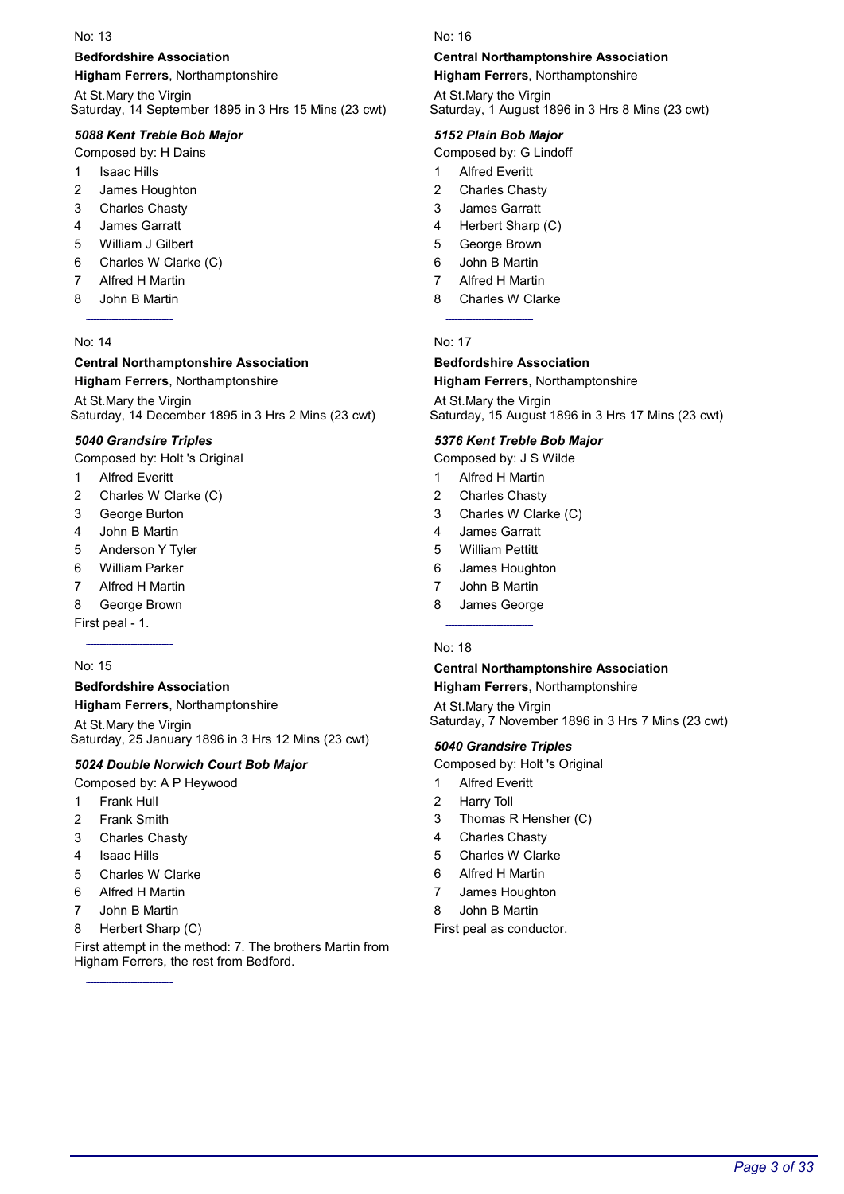No: 13

**Bedfordshire Association**
**Higham Ferrers**, Northamptonshire

At St.Mary the Virgin
Saturday, 14 September 1895 in 3 Hrs 15 Mins (23 cwt)

***5088 Kent Treble Bob Major***

Composed by: H Dains

1. Isaac Hills
2. James Houghton
3. Charles Chasty
4. James Garratt
5. William J Gilbert
6. Charles W Clarke (C)
7. Alfred H Martin
8. John B Martin

---

No: 14

**Central Northamptonshire Association**
**Higham Ferrers**, Northamptonshire

At St.Mary the Virgin
Saturday, 14 December 1895 in 3 Hrs 2 Mins (23 cwt)

***5040 Grandsire Triples***

Composed by: Holt 's Original

1. Alfred Everitt
2. Charles W Clarke (C)
3. George Burton
4. John B Martin
5. Anderson Y Tyler
6. William Parker
7. Alfred H Martin
8. George Brown

First peal - 1.

---

No: 15

**Bedfordshire Association**
**Higham Ferrers**, Northamptonshire

At St.Mary the Virgin
Saturday, 25 January 1896 in 3 Hrs 12 Mins (23 cwt)

***5024 Double Norwich Court Bob Major***

Composed by: A P Heywood

1. Frank Hull
2. Frank Smith
3. Charles Chasty
4. Isaac Hills
5. Charles W Clarke
6. Alfred H Martin
7. John B Martin
8. Herbert Sharp (C)

First attempt in the method: 7. The brothers Martin from Higham Ferrers, the rest from Bedford.

---

No: 16

**Central Northamptonshire Association**
**Higham Ferrers**, Northamptonshire

At St.Mary the Virgin
Saturday, 1 August 1896 in 3 Hrs 8 Mins (23 cwt)

***5152 Plain Bob Major***

Composed by: G Lindoff

1. Alfred Everitt
2. Charles Chasty
3. James Garratt
4. Herbert Sharp (C)
5. George Brown
6. John B Martin
7. Alfred H Martin
8. Charles W Clarke

---

No: 17

**Bedfordshire Association**
**Higham Ferrers**, Northamptonshire

At St.Mary the Virgin
Saturday, 15 August 1896 in 3 Hrs 17 Mins (23 cwt)

***5376 Kent Treble Bob Major***

Composed by: J S Wilde

1. Alfred H Martin
2. Charles Chasty
3. Charles W Clarke (C)
4. James Garratt
5. William Pettitt
6. James Houghton
7. John B Martin
8. James George

---

No: 18

**Central Northamptonshire Association**
**Higham Ferrers**, Northamptonshire

At St.Mary the Virgin
Saturday, 7 November 1896 in 3 Hrs 7 Mins (23 cwt)

***5040 Grandsire Triples***

Composed by: Holt 's Original

1. Alfred Everitt
2. Harry Toll
3. Thomas R Hensher (C)
4. Charles Chasty
5. Charles W Clarke
6. Alfred H Martin
7. James Houghton
8. John B Martin

First peal as conductor.

---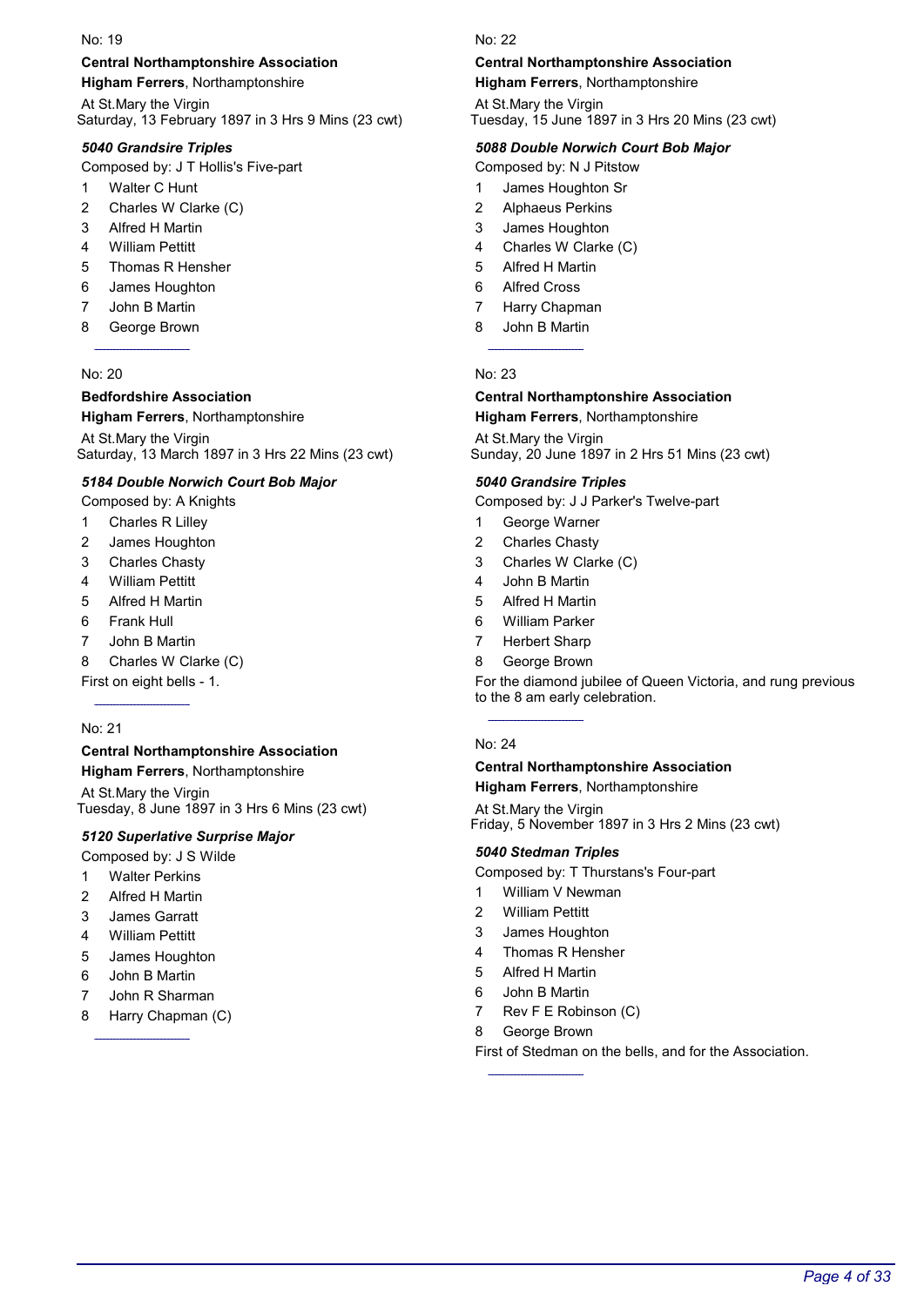No: 19

**Central Northamptonshire Association**
**Higham Ferrers**, Northamptonshire

At St.Mary the Virgin
Saturday, 13 February 1897 in 3 Hrs 9 Mins (23 cwt)

***5040 Grandsire Triples***

Composed by: J T Hollis's Five-part

1 Walter C Hunt
2 Charles W Clarke (C)
3 Alfred H Martin
4 William Pettitt
5 Thomas R Hensher
6 James Houghton
7 John B Martin
8 George Brown

---

No: 20

**Bedfordshire Association**
**Higham Ferrers**, Northamptonshire

At St.Mary the Virgin
Saturday, 13 March 1897 in 3 Hrs 22 Mins (23 cwt)

***5184 Double Norwich Court Bob Major***

Composed by: A Knights

1 Charles R Lilley
2 James Houghton
3 Charles Chasty
4 William Pettitt
5 Alfred H Martin
6 Frank Hull
7 John B Martin
8 Charles W Clarke (C)

First on eight bells - 1.

---

No: 21

**Central Northamptonshire Association**
**Higham Ferrers**, Northamptonshire

At St.Mary the Virgin
Tuesday, 8 June 1897 in 3 Hrs 6 Mins (23 cwt)

***5120 Superlative Surprise Major***

Composed by: J S Wilde

1 Walter Perkins
2 Alfred H Martin
3 James Garratt
4 William Pettitt
5 James Houghton
6 John B Martin
7 John R Sharman
8 Harry Chapman (C)

---

No: 22

**Central Northamptonshire Association**
**Higham Ferrers**, Northamptonshire

At St.Mary the Virgin
Tuesday, 15 June 1897 in 3 Hrs 20 Mins (23 cwt)

***5088 Double Norwich Court Bob Major***

Composed by: N J Pitstow

1 James Houghton Sr
2 Alphaeus Perkins
3 James Houghton
4 Charles W Clarke (C)
5 Alfred H Martin
6 Alfred Cross
7 Harry Chapman
8 John B Martin

---

No: 23

**Central Northamptonshire Association**
**Higham Ferrers**, Northamptonshire

At St.Mary the Virgin
Sunday, 20 June 1897 in 2 Hrs 51 Mins (23 cwt)

***5040 Grandsire Triples***

Composed by: J J Parker's Twelve-part

1 George Warner
2 Charles Chasty
3 Charles W Clarke (C)
4 John B Martin
5 Alfred H Martin
6 William Parker
7 Herbert Sharp
8 George Brown

For the diamond jubilee of Queen Victoria, and rung previous to the 8 am early celebration.

---

No: 24

**Central Northamptonshire Association**
**Higham Ferrers**, Northamptonshire

At St.Mary the Virgin
Friday, 5 November 1897 in 3 Hrs 2 Mins (23 cwt)

***5040 Stedman Triples***

Composed by: T Thurstans's Four-part

1 William V Newman
2 William Pettitt
3 James Houghton
4 Thomas R Hensher
5 Alfred H Martin
6 John B Martin
7 Rev F E Robinson (C)
8 George Brown

First of Stedman on the bells, and for the Association.

---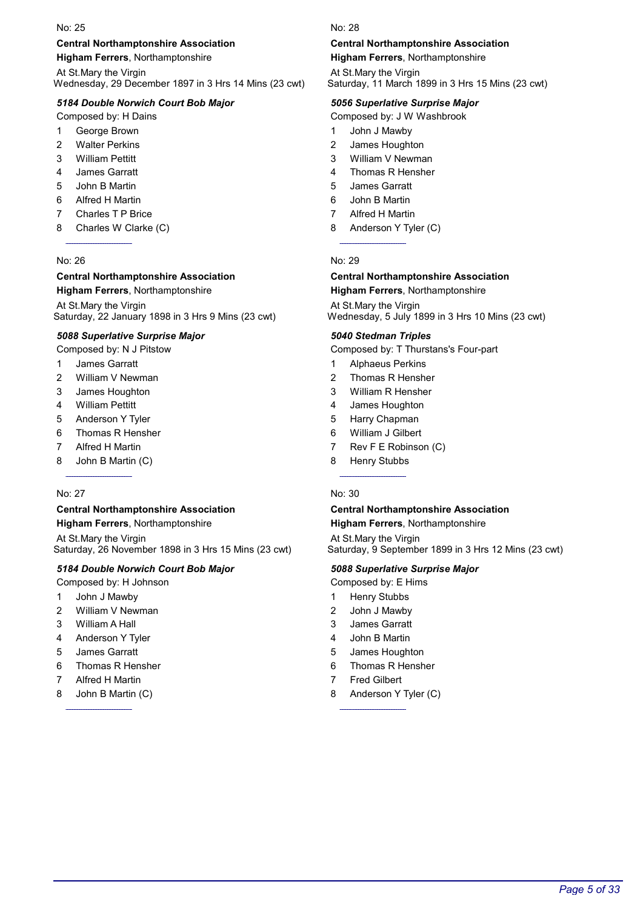No: 25

**Central Northamptonshire Association**
**Higham Ferrers**, Northamptonshire

At St.Mary the Virgin
Wednesday, 29 December 1897 in 3 Hrs 14 Mins (23 cwt)

***5184 Double Norwich Court Bob Major***

Composed by: H Dains

1 George Brown
2 Walter Perkins
3 William Pettitt
4 James Garratt
5 John B Martin
6 Alfred H Martin
7 Charles T P Brice
8 Charles W Clarke (C)

---

No: 26

**Central Northamptonshire Association**
**Higham Ferrers**, Northamptonshire

At St.Mary the Virgin
Saturday, 22 January 1898 in 3 Hrs 9 Mins (23 cwt)

***5088 Superlative Surprise Major***

Composed by: N J Pitstow

1 James Garratt
2 William V Newman
3 James Houghton
4 William Pettitt
5 Anderson Y Tyler
6 Thomas R Hensher
7 Alfred H Martin
8 John B Martin (C)

---

No: 27

**Central Northamptonshire Association**
**Higham Ferrers**, Northamptonshire

At St.Mary the Virgin
Saturday, 26 November 1898 in 3 Hrs 15 Mins (23 cwt)

***5184 Double Norwich Court Bob Major***

Composed by: H Johnson

1 John J Mawby
2 William V Newman
3 William A Hall
4 Anderson Y Tyler
5 James Garratt
6 Thomas R Hensher
7 Alfred H Martin
8 John B Martin (C)

---

No: 28

**Central Northamptonshire Association**
**Higham Ferrers**, Northamptonshire

At St.Mary the Virgin
Saturday, 11 March 1899 in 3 Hrs 15 Mins (23 cwt)

***5056 Superlative Surprise Major***

Composed by: J W Washbrook

1 John J Mawby
2 James Houghton
3 William V Newman
4 Thomas R Hensher
5 James Garratt
6 John B Martin
7 Alfred H Martin
8 Anderson Y Tyler (C)

---

No: 29

**Central Northamptonshire Association**
**Higham Ferrers**, Northamptonshire

At St.Mary the Virgin
Wednesday, 5 July 1899 in 3 Hrs 10 Mins (23 cwt)

***5040 Stedman Triples***

Composed by: T Thurstans's Four-part

1 Alphaeus Perkins
2 Thomas R Hensher
3 William R Hensher
4 James Houghton
5 Harry Chapman
6 William J Gilbert
7 Rev F E Robinson (C)
8 Henry Stubbs

---

No: 30

**Central Northamptonshire Association**
**Higham Ferrers**, Northamptonshire

At St.Mary the Virgin
Saturday, 9 September 1899 in 3 Hrs 12 Mins (23 cwt)

***5088 Superlative Surprise Major***

Composed by: E Hims

1 Henry Stubbs
2 John J Mawby
3 James Garratt
4 John B Martin
5 James Houghton
6 Thomas R Hensher
7 Fred Gilbert
8 Anderson Y Tyler (C)

---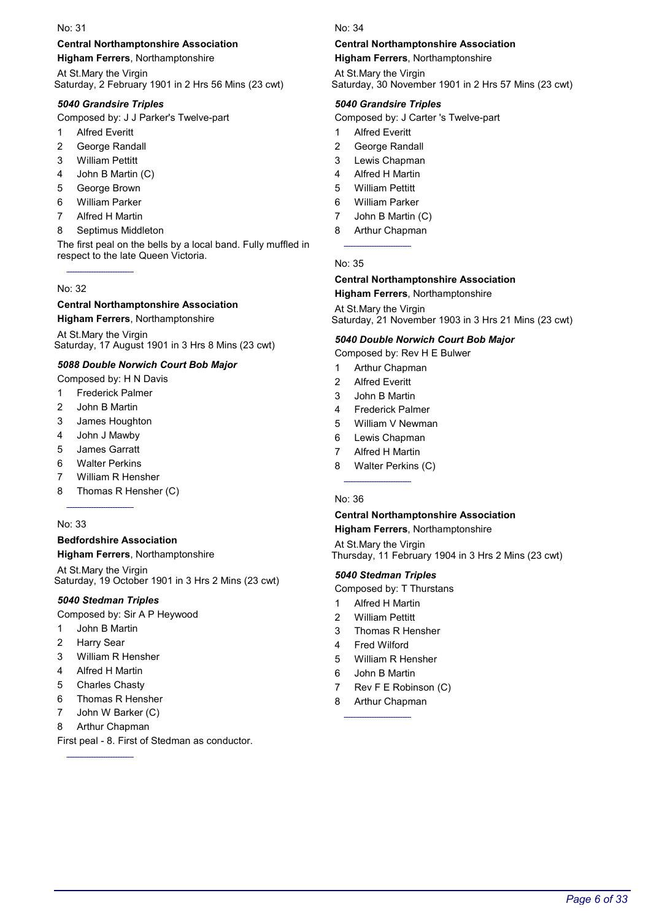No: 31

**Central Northamptonshire Association**

**Higham Ferrers**, Northamptonshire

At St.Mary the Virgin
Saturday, 2 February 1901 in 2 Hrs 56 Mins (23 cwt)

***5040 Grandsire Triples***

Composed by: J J Parker's Twelve-part

1. Alfred Everitt
2. George Randall
3. William Pettitt
4. John B Martin (C)
5. George Brown
6. William Parker
7. Alfred H Martin
8. Septimus Middleton

The first peal on the bells by a local band. Fully muffled in respect to the late Queen Victoria.

---

No: 32

**Central Northamptonshire Association**

**Higham Ferrers**, Northamptonshire

At St.Mary the Virgin
Saturday, 17 August 1901 in 3 Hrs 8 Mins (23 cwt)

***5088 Double Norwich Court Bob Major***

Composed by: H N Davis

1. Frederick Palmer
2. John B Martin
3. James Houghton
4. John J Mawby
5. James Garratt
6. Walter Perkins
7. William R Hensher
8. Thomas R Hensher (C)

---

No: 33

**Bedfordshire Association**

**Higham Ferrers**, Northamptonshire

At St.Mary the Virgin
Saturday, 19 October 1901 in 3 Hrs 2 Mins (23 cwt)

***5040 Stedman Triples***

Composed by: Sir A P Heywood

1. John B Martin
2. Harry Sear
3. William R Hensher
4. Alfred H Martin
5. Charles Chasty
6. Thomas R Hensher
7. John W Barker (C)
8. Arthur Chapman

First peal - 8. First of Stedman as conductor.

---

No: 34

**Central Northamptonshire Association**

**Higham Ferrers**, Northamptonshire

At St.Mary the Virgin
Saturday, 30 November 1901 in 2 Hrs 57 Mins (23 cwt)

***5040 Grandsire Triples***

Composed by: J Carter 's Twelve-part

1. Alfred Everitt
2. George Randall
3. Lewis Chapman
4. Alfred H Martin
5. William Pettitt
6. William Parker
7. John B Martin (C)
8. Arthur Chapman

---

No: 35

**Central Northamptonshire Association**

**Higham Ferrers**, Northamptonshire

At St.Mary the Virgin
Saturday, 21 November 1903 in 3 Hrs 21 Mins (23 cwt)

***5040 Double Norwich Court Bob Major***

Composed by: Rev H E Bulwer

1. Arthur Chapman
2. Alfred Everitt
3. John B Martin
4. Frederick Palmer
5. William V Newman
6. Lewis Chapman
7. Alfred H Martin
8. Walter Perkins (C)

---

No: 36

**Central Northamptonshire Association**

**Higham Ferrers**, Northamptonshire

At St.Mary the Virgin
Thursday, 11 February 1904 in 3 Hrs 2 Mins (23 cwt)

***5040 Stedman Triples***

Composed by: T Thurstans

1. Alfred H Martin
2. William Pettitt
3. Thomas R Hensher
4. Fred Wilford
5. William R Hensher
6. John B Martin
7. Rev F E Robinson (C)
8. Arthur Chapman

---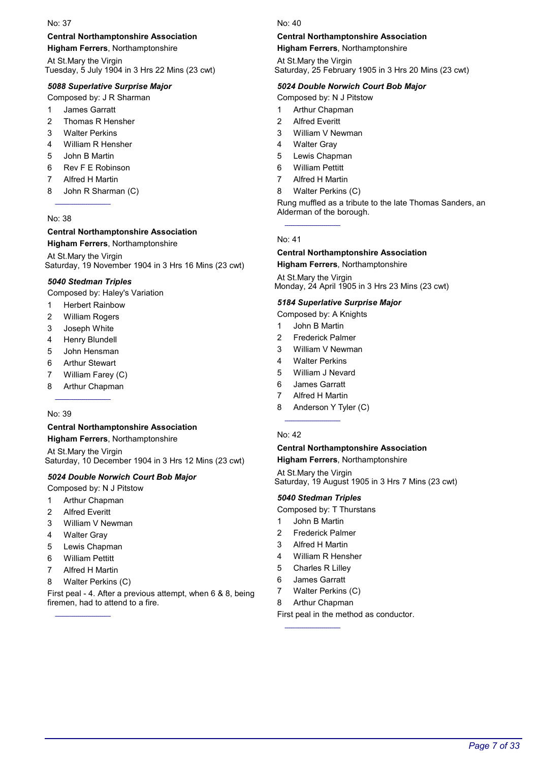No: 37

**Central Northamptonshire Association**
**Higham Ferrers**, Northamptonshire

At St.Mary the Virgin
Tuesday, 5 July 1904 in 3 Hrs 22 Mins (23 cwt)

***5088 Superlative Surprise Major***

Composed by: J R Sharman

1 James Garratt
2 Thomas R Hensher
3 Walter Perkins
4 William R Hensher
5 John B Martin
6 Rev F E Robinson
7 Alfred H Martin
8 John R Sharman (C)

---

No: 38

**Central Northamptonshire Association**
**Higham Ferrers**, Northamptonshire

At St.Mary the Virgin
Saturday, 19 November 1904 in 3 Hrs 16 Mins (23 cwt)

***5040 Stedman Triples***

Composed by: Haley's Variation

1 Herbert Rainbow
2 William Rogers
3 Joseph White
4 Henry Blundell
5 John Hensman
6 Arthur Stewart
7 William Farey (C)
8 Arthur Chapman

---

No: 39

**Central Northamptonshire Association**
**Higham Ferrers**, Northamptonshire

At St.Mary the Virgin
Saturday, 10 December 1904 in 3 Hrs 12 Mins (23 cwt)

***5024 Double Norwich Court Bob Major***

Composed by: N J Pitstow

1 Arthur Chapman
2 Alfred Everitt
3 William V Newman
4 Walter Gray
5 Lewis Chapman
6 William Pettitt
7 Alfred H Martin
8 Walter Perkins (C)

First peal - 4. After a previous attempt, when 6 & 8, being firemen, had to attend to a fire.

---

No: 40

**Central Northamptonshire Association**
**Higham Ferrers**, Northamptonshire

At St.Mary the Virgin
Saturday, 25 February 1905 in 3 Hrs 20 Mins (23 cwt)

***5024 Double Norwich Court Bob Major***

Composed by: N J Pitstow

1 Arthur Chapman
2 Alfred Everitt
3 William V Newman
4 Walter Gray
5 Lewis Chapman
6 William Pettitt
7 Alfred H Martin
8 Walter Perkins (C)

Rung muffled as a tribute to the late Thomas Sanders, an Alderman of the borough.

---

No: 41

**Central Northamptonshire Association**
**Higham Ferrers**, Northamptonshire

At St.Mary the Virgin
Monday, 24 April 1905 in 3 Hrs 23 Mins (23 cwt)

***5184 Superlative Surprise Major***

Composed by: A Knights

1 John B Martin
2 Frederick Palmer
3 William V Newman
4 Walter Perkins
5 William J Nevard
6 James Garratt
7 Alfred H Martin
8 Anderson Y Tyler (C)

---

No: 42

**Central Northamptonshire Association**
**Higham Ferrers**, Northamptonshire

At St.Mary the Virgin
Saturday, 19 August 1905 in 3 Hrs 7 Mins (23 cwt)

***5040 Stedman Triples***

Composed by: T Thurstans

1 John B Martin
2 Frederick Palmer
3 Alfred H Martin
4 William R Hensher
5 Charles R Lilley
6 James Garratt
7 Walter Perkins (C)
8 Arthur Chapman

First peal in the method as conductor.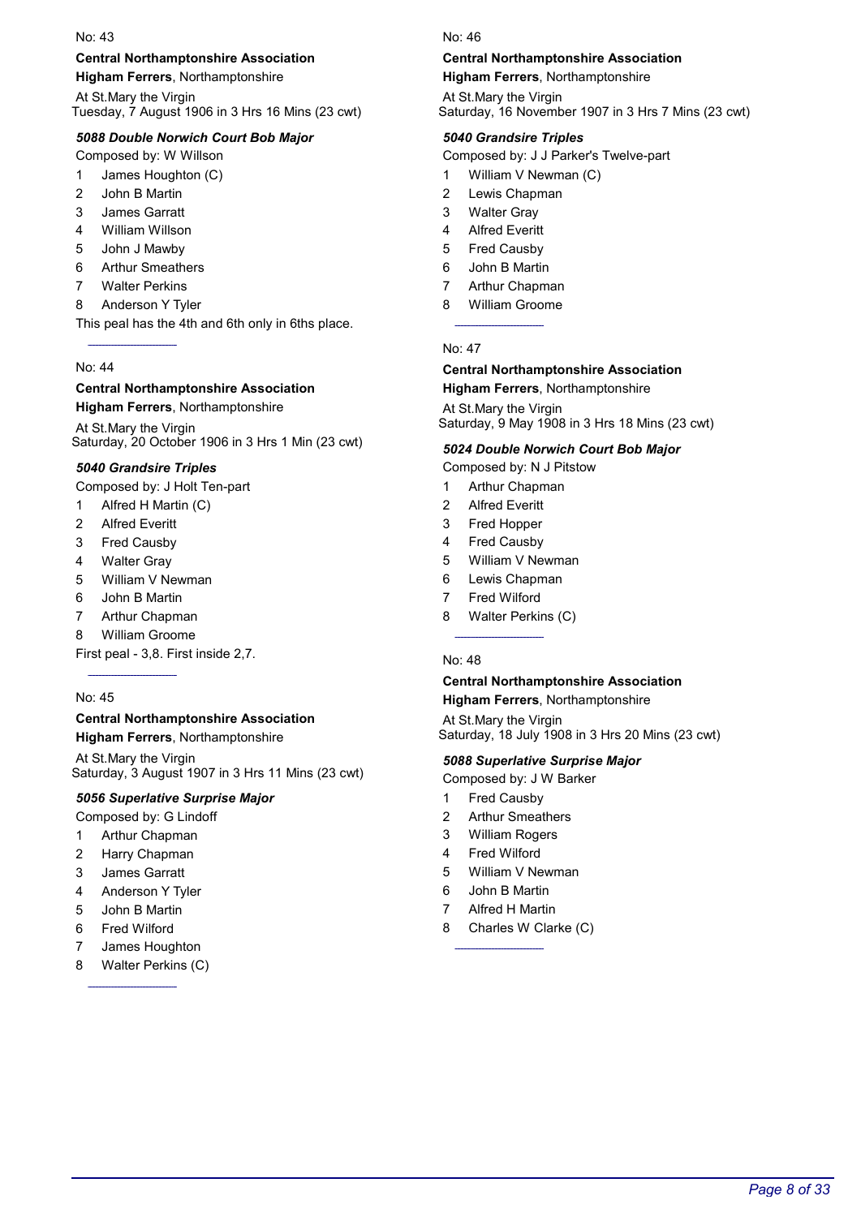No: 43

**Central Northamptonshire Association**
**Higham Ferrers**, Northamptonshire

At St.Mary the Virgin
Tuesday, 7 August 1906 in 3 Hrs 16 Mins (23 cwt)

***5088 Double Norwich Court Bob Major***

Composed by: W Willson

1 James Houghton (C)
2 John B Martin
3 James Garratt
4 William Willson
5 John J Mawby
6 Arthur Smeathers
7 Walter Perkins
8 Anderson Y Tyler

This peal has the 4th and 6th only in 6ths place.

---

No: 44

**Central Northamptonshire Association**
**Higham Ferrers**, Northamptonshire

At St.Mary the Virgin
Saturday, 20 October 1906 in 3 Hrs 1 Min (23 cwt)

***5040 Grandsire Triples***

Composed by: J Holt Ten-part

1 Alfred H Martin (C)
2 Alfred Everitt
3 Fred Causby
4 Walter Gray
5 William V Newman
6 John B Martin
7 Arthur Chapman
8 William Groome

First peal - 3,8. First inside 2,7.

---

No: 45

**Central Northamptonshire Association**
**Higham Ferrers**, Northamptonshire

At St.Mary the Virgin
Saturday, 3 August 1907 in 3 Hrs 11 Mins (23 cwt)

***5056 Superlative Surprise Major***

Composed by: G Lindoff

1 Arthur Chapman
2 Harry Chapman
3 James Garratt
4 Anderson Y Tyler
5 John B Martin
6 Fred Wilford
7 James Houghton
8 Walter Perkins (C)

---

No: 46

**Central Northamptonshire Association**
**Higham Ferrers**, Northamptonshire

At St.Mary the Virgin
Saturday, 16 November 1907 in 3 Hrs 7 Mins (23 cwt)

***5040 Grandsire Triples***

Composed by: J J Parker's Twelve-part

1 William V Newman (C)
2 Lewis Chapman
3 Walter Gray
4 Alfred Everitt
5 Fred Causby
6 John B Martin
7 Arthur Chapman
8 William Groome

---

No: 47

**Central Northamptonshire Association**
**Higham Ferrers**, Northamptonshire

At St.Mary the Virgin
Saturday, 9 May 1908 in 3 Hrs 18 Mins (23 cwt)

***5024 Double Norwich Court Bob Major***

Composed by: N J Pitstow

1 Arthur Chapman
2 Alfred Everitt
3 Fred Hopper
4 Fred Causby
5 William V Newman
6 Lewis Chapman
7 Fred Wilford
8 Walter Perkins (C)

---

No: 48

**Central Northamptonshire Association**
**Higham Ferrers**, Northamptonshire

At St.Mary the Virgin
Saturday, 18 July 1908 in 3 Hrs 20 Mins (23 cwt)

***5088 Superlative Surprise Major***

Composed by: J W Barker

1 Fred Causby
2 Arthur Smeathers
3 William Rogers
4 Fred Wilford
5 William V Newman
6 John B Martin
7 Alfred H Martin
8 Charles W Clarke (C)

---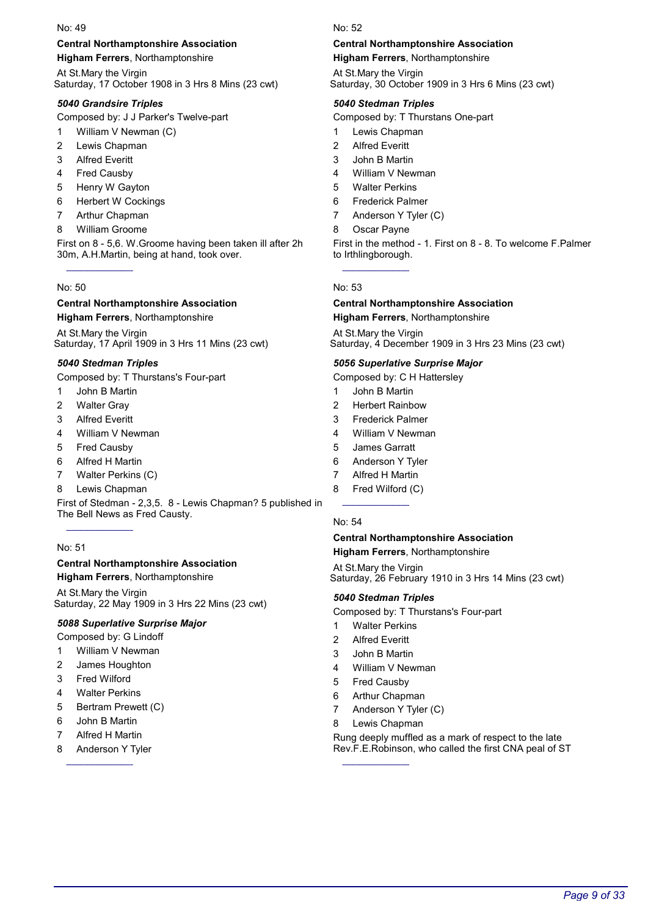No: 49

**Central Northamptonshire Association**
**Higham Ferrers**, Northamptonshire

At St.Mary the Virgin
Saturday, 17 October 1908 in 3 Hrs 8 Mins (23 cwt)

***5040 Grandsire Triples***

Composed by: J J Parker's Twelve-part

1. William V Newman (C)
2. Lewis Chapman
3. Alfred Everitt
4. Fred Causby
5. Henry W Gayton
6. Herbert W Cockings
7. Arthur Chapman
8. William Groome

First on 8 - 5,6. W.Groome having been taken ill after 2h 30m, A.H.Martin, being at hand, took over.

---

No: 50

**Central Northamptonshire Association**
**Higham Ferrers**, Northamptonshire

At St.Mary the Virgin
Saturday, 17 April 1909 in 3 Hrs 11 Mins (23 cwt)

***5040 Stedman Triples***

Composed by: T Thurstans's Four-part

1. John B Martin
2. Walter Gray
3. Alfred Everitt
4. William V Newman
5. Fred Causby
6. Alfred H Martin
7. Walter Perkins (C)
8. Lewis Chapman

First of Stedman - 2,3,5. 8 - Lewis Chapman? 5 published in The Bell News as Fred Causty.

---

No: 51

**Central Northamptonshire Association**
**Higham Ferrers**, Northamptonshire

At St.Mary the Virgin
Saturday, 22 May 1909 in 3 Hrs 22 Mins (23 cwt)

***5088 Superlative Surprise Major***

Composed by: G Lindoff

1. William V Newman
2. James Houghton
3. Fred Wilford
4. Walter Perkins
5. Bertram Prewett (C)
6. John B Martin
7. Alfred H Martin
8. Anderson Y Tyler

---

No: 52

**Central Northamptonshire Association**
**Higham Ferrers**, Northamptonshire

At St.Mary the Virgin
Saturday, 30 October 1909 in 3 Hrs 6 Mins (23 cwt)

***5040 Stedman Triples***

Composed by: T Thurstans One-part

1. Lewis Chapman
2. Alfred Everitt
3. John B Martin
4. William V Newman
5. Walter Perkins
6. Frederick Palmer
7. Anderson Y Tyler (C)
8. Oscar Payne

First in the method - 1. First on 8 - 8. To welcome F.Palmer to Irthlingborough.

---

No: 53

**Central Northamptonshire Association**
**Higham Ferrers**, Northamptonshire

At St.Mary the Virgin
Saturday, 4 December 1909 in 3 Hrs 23 Mins (23 cwt)

***5056 Superlative Surprise Major***

Composed by: C H Hattersley

1. John B Martin
2. Herbert Rainbow
3. Frederick Palmer
4. William V Newman
5. James Garratt
6. Anderson Y Tyler
7. Alfred H Martin
8. Fred Wilford (C)

---

No: 54

**Central Northamptonshire Association**
**Higham Ferrers**, Northamptonshire

At St.Mary the Virgin
Saturday, 26 February 1910 in 3 Hrs 14 Mins (23 cwt)

***5040 Stedman Triples***

Composed by: T Thurstans's Four-part

1. Walter Perkins
2. Alfred Everitt
3. John B Martin
4. William V Newman
5. Fred Causby
6. Arthur Chapman
7. Anderson Y Tyler (C)
8. Lewis Chapman

Rung deeply muffled as a mark of respect to the late Rev.F.E.Robinson, who called the first CNA peal of ST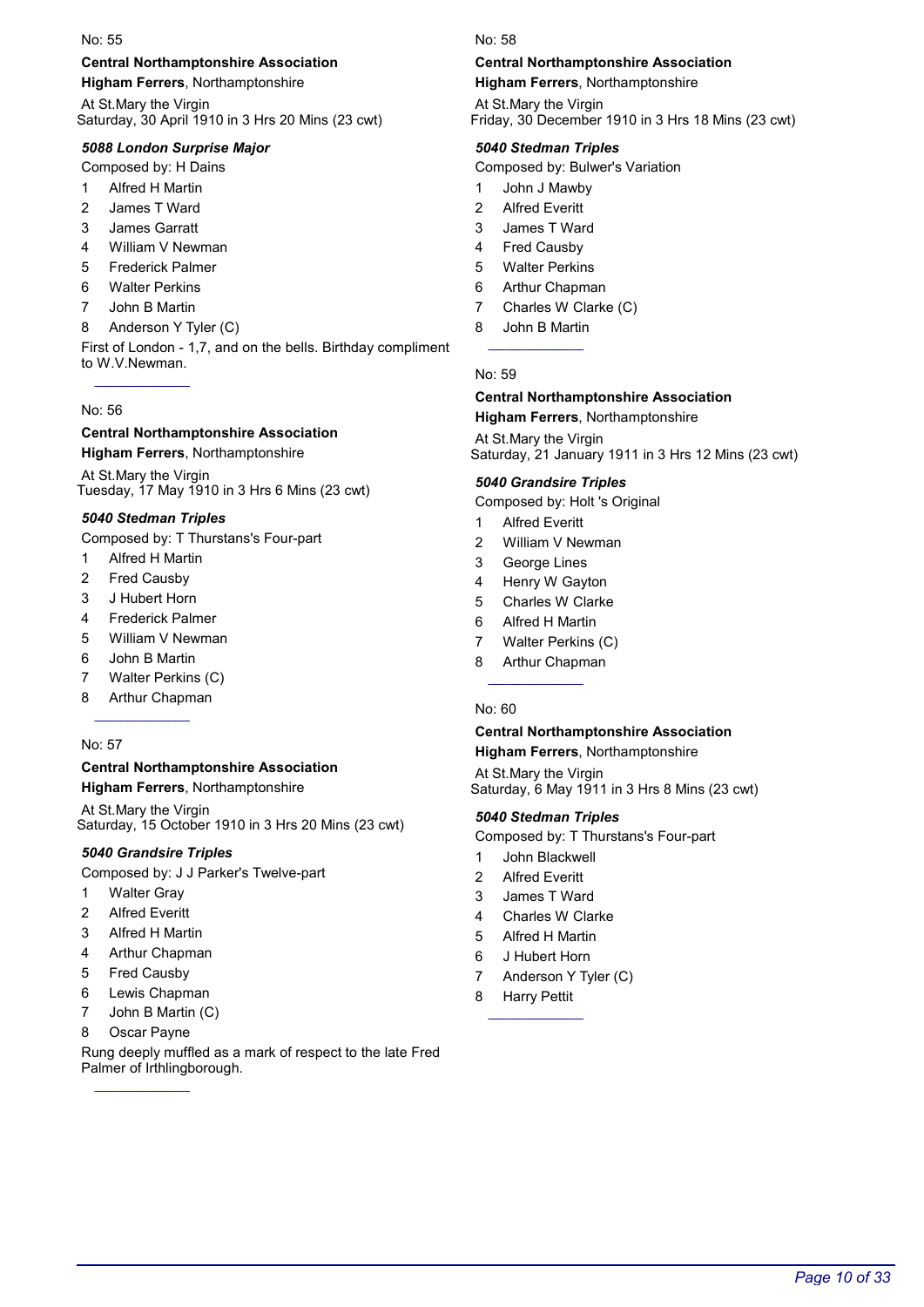No: 55

**Central Northamptonshire Association**
**Higham Ferrers**, Northamptonshire

At St.Mary the Virgin
Saturday, 30 April 1910 in 3 Hrs 20 Mins (23 cwt)

***5088 London Surprise Major***

Composed by: H Dains

1 Alfred H Martin
2 James T Ward
3 James Garratt
4 William V Newman
5 Frederick Palmer
6 Walter Perkins
7 John B Martin
8 Anderson Y Tyler (C)

First of London - 1,7, and on the bells. Birthday compliment to W.V.Newman.

---

No: 56

**Central Northamptonshire Association**
**Higham Ferrers**, Northamptonshire

At St.Mary the Virgin
Tuesday, 17 May 1910 in 3 Hrs 6 Mins (23 cwt)

***5040 Stedman Triples***

Composed by: T Thurstans's Four-part

1 Alfred H Martin
2 Fred Causby
3 J Hubert Horn
4 Frederick Palmer
5 William V Newman
6 John B Martin
7 Walter Perkins (C)
8 Arthur Chapman

---

No: 57

**Central Northamptonshire Association**
**Higham Ferrers**, Northamptonshire

At St.Mary the Virgin
Saturday, 15 October 1910 in 3 Hrs 20 Mins (23 cwt)

***5040 Grandsire Triples***

Composed by: J J Parker's Twelve-part

1 Walter Gray
2 Alfred Everitt
3 Alfred H Martin
4 Arthur Chapman
5 Fred Causby
6 Lewis Chapman
7 John B Martin (C)
8 Oscar Payne

Rung deeply muffled as a mark of respect to the late Fred Palmer of Irthlingborough.

---

No: 58

**Central Northamptonshire Association**
**Higham Ferrers**, Northamptonshire

At St.Mary the Virgin
Friday, 30 December 1910 in 3 Hrs 18 Mins (23 cwt)

***5040 Stedman Triples***

Composed by: Bulwer's Variation

1 John J Mawby
2 Alfred Everitt
3 James T Ward
4 Fred Causby
5 Walter Perkins
6 Arthur Chapman
7 Charles W Clarke (C)
8 John B Martin

---

No: 59

**Central Northamptonshire Association**
**Higham Ferrers**, Northamptonshire

At St.Mary the Virgin
Saturday, 21 January 1911 in 3 Hrs 12 Mins (23 cwt)

***5040 Grandsire Triples***

Composed by: Holt 's Original

1 Alfred Everitt
2 William V Newman
3 George Lines
4 Henry W Gayton
5 Charles W Clarke
6 Alfred H Martin
7 Walter Perkins (C)
8 Arthur Chapman

---

No: 60

**Central Northamptonshire Association**
**Higham Ferrers**, Northamptonshire

At St.Mary the Virgin
Saturday, 6 May 1911 in 3 Hrs 8 Mins (23 cwt)

***5040 Stedman Triples***

Composed by: T Thurstans's Four-part

1 John Blackwell
2 Alfred Everitt
3 James T Ward
4 Charles W Clarke
5 Alfred H Martin
6 J Hubert Horn
7 Anderson Y Tyler (C)
8 Harry Pettit

---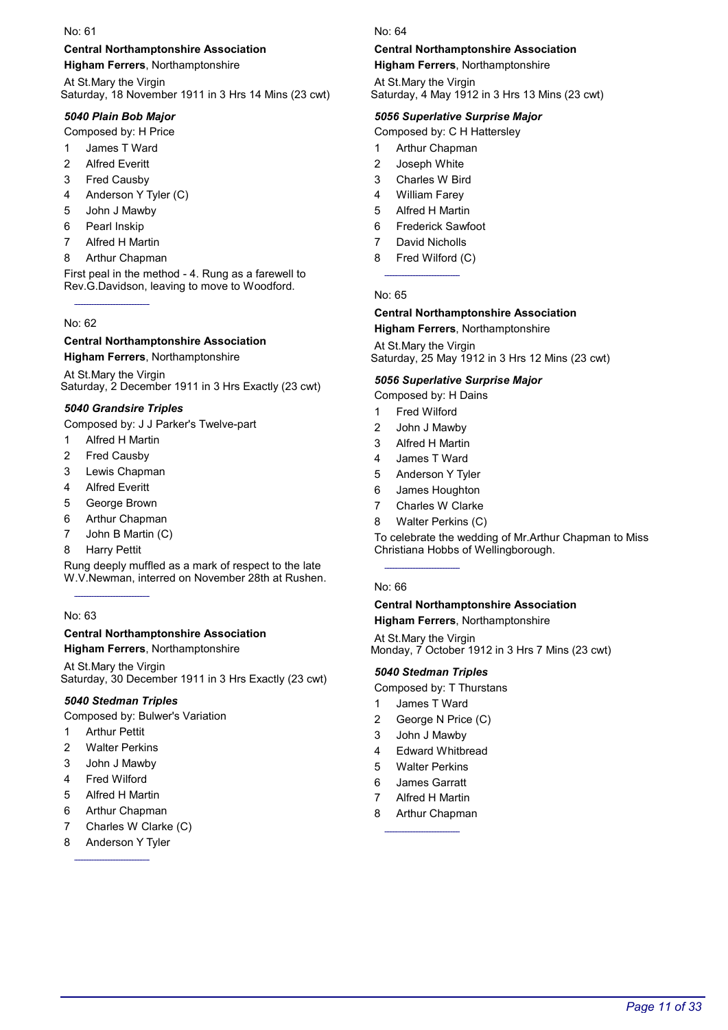No: 61

**Central Northamptonshire Association**
**Higham Ferrers**, Northamptonshire

At St.Mary the Virgin
Saturday, 18 November 1911 in 3 Hrs 14 Mins (23 cwt)

***5040 Plain Bob Major***

Composed by: H Price

1. James T Ward
2. Alfred Everitt
3. Fred Causby
4. Anderson Y Tyler (C)
5. John J Mawby
6. Pearl Inskip
7. Alfred H Martin
8. Arthur Chapman

First peal in the method - 4. Rung as a farewell to Rev.G.Davidson, leaving to move to Woodford.

---

No: 62

**Central Northamptonshire Association**
**Higham Ferrers**, Northamptonshire

At St.Mary the Virgin
Saturday, 2 December 1911 in 3 Hrs Exactly (23 cwt)

***5040 Grandsire Triples***

Composed by: J J Parker's Twelve-part

1. Alfred H Martin
2. Fred Causby
3. Lewis Chapman
4. Alfred Everitt
5. George Brown
6. Arthur Chapman
7. John B Martin (C)
8. Harry Pettit

Rung deeply muffled as a mark of respect to the late W.V.Newman, interred on November 28th at Rushen.

---

No: 63

**Central Northamptonshire Association**
**Higham Ferrers**, Northamptonshire

At St.Mary the Virgin
Saturday, 30 December 1911 in 3 Hrs Exactly (23 cwt)

***5040 Stedman Triples***

Composed by: Bulwer's Variation

1. Arthur Pettit
2. Walter Perkins
3. John J Mawby
4. Fred Wilford
5. Alfred H Martin
6. Arthur Chapman
7. Charles W Clarke (C)
8. Anderson Y Tyler

---

No: 64

**Central Northamptonshire Association**
**Higham Ferrers**, Northamptonshire

At St.Mary the Virgin
Saturday, 4 May 1912 in 3 Hrs 13 Mins (23 cwt)

***5056 Superlative Surprise Major***

Composed by: C H Hattersley

1. Arthur Chapman
2. Joseph White
3. Charles W Bird
4. William Farey
5. Alfred H Martin
6. Frederick Sawfoot
7. David Nicholls
8. Fred Wilford (C)

---

No: 65

**Central Northamptonshire Association**
**Higham Ferrers**, Northamptonshire

At St.Mary the Virgin
Saturday, 25 May 1912 in 3 Hrs 12 Mins (23 cwt)

***5056 Superlative Surprise Major***

Composed by: H Dains

1. Fred Wilford
2. John J Mawby
3. Alfred H Martin
4. James T Ward
5. Anderson Y Tyler
6. James Houghton
7. Charles W Clarke
8. Walter Perkins (C)

To celebrate the wedding of Mr.Arthur Chapman to Miss Christiana Hobbs of Wellingborough.

---

No: 66

**Central Northamptonshire Association**
**Higham Ferrers**, Northamptonshire

At St.Mary the Virgin
Monday, 7 October 1912 in 3 Hrs 7 Mins (23 cwt)

***5040 Stedman Triples***

Composed by: T Thurstans

1. James T Ward
2. George N Price (C)
3. John J Mawby
4. Edward Whitbread
5. Walter Perkins
6. James Garratt
7. Alfred H Martin
8. Arthur Chapman

---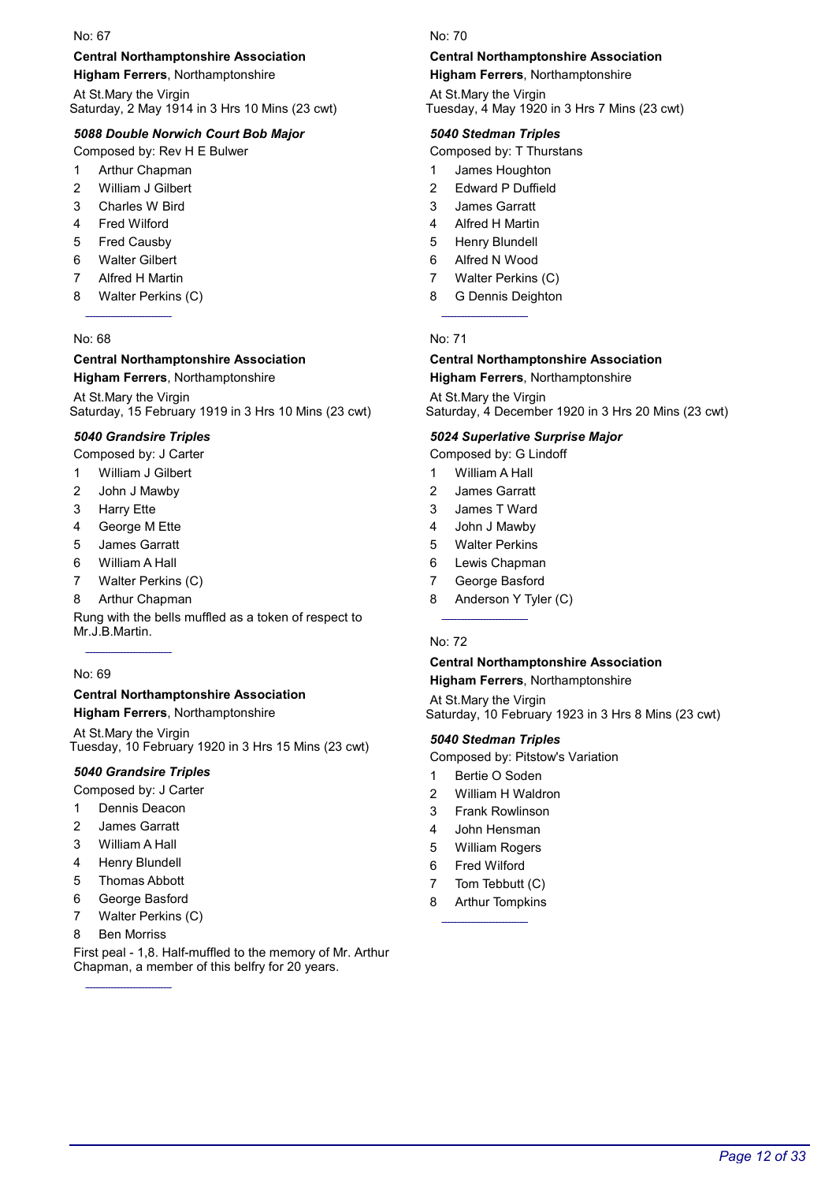No: 67

**Central Northamptonshire Association**
**Higham Ferrers**, Northamptonshire

At St.Mary the Virgin
Saturday, 2 May 1914 in 3 Hrs 10 Mins (23 cwt)

***5088 Double Norwich Court Bob Major***

Composed by: Rev H E Bulwer

1 Arthur Chapman
2 William J Gilbert
3 Charles W Bird
4 Fred Wilford
5 Fred Causby
6 Walter Gilbert
7 Alfred H Martin
8 Walter Perkins (C)

---

No: 68

**Central Northamptonshire Association**
**Higham Ferrers**, Northamptonshire

At St.Mary the Virgin
Saturday, 15 February 1919 in 3 Hrs 10 Mins (23 cwt)

***5040 Grandsire Triples***

Composed by: J Carter

1 William J Gilbert
2 John J Mawby
3 Harry Ette
4 George M Ette
5 James Garratt
6 William A Hall
7 Walter Perkins (C)
8 Arthur Chapman

Rung with the bells muffled as a token of respect to Mr.J.B.Martin.

---

No: 69

**Central Northamptonshire Association**
**Higham Ferrers**, Northamptonshire

At St.Mary the Virgin
Tuesday, 10 February 1920 in 3 Hrs 15 Mins (23 cwt)

***5040 Grandsire Triples***

Composed by: J Carter

1 Dennis Deacon
2 James Garratt
3 William A Hall
4 Henry Blundell
5 Thomas Abbott
6 George Basford
7 Walter Perkins (C)
8 Ben Morriss

First peal - 1,8. Half-muffled to the memory of Mr. Arthur Chapman, a member of this belfry for 20 years.

---

No: 70

**Central Northamptonshire Association**
**Higham Ferrers**, Northamptonshire

At St.Mary the Virgin
Tuesday, 4 May 1920 in 3 Hrs 7 Mins (23 cwt)

***5040 Stedman Triples***

Composed by: T Thurstans

1 James Houghton
2 Edward P Duffield
3 James Garratt
4 Alfred H Martin
5 Henry Blundell
6 Alfred N Wood
7 Walter Perkins (C)
8 G Dennis Deighton

---

No: 71

**Central Northamptonshire Association**
**Higham Ferrers**, Northamptonshire

At St.Mary the Virgin
Saturday, 4 December 1920 in 3 Hrs 20 Mins (23 cwt)

***5024 Superlative Surprise Major***

Composed by: G Lindoff

1 William A Hall
2 James Garratt
3 James T Ward
4 John J Mawby
5 Walter Perkins
6 Lewis Chapman
7 George Basford
8 Anderson Y Tyler (C)

---

No: 72

**Central Northamptonshire Association**
**Higham Ferrers**, Northamptonshire

At St.Mary the Virgin
Saturday, 10 February 1923 in 3 Hrs 8 Mins (23 cwt)

***5040 Stedman Triples***

Composed by: Pitstow's Variation

1 Bertie O Soden
2 William H Waldron
3 Frank Rowlinson
4 John Hensman
5 William Rogers
6 Fred Wilford
7 Tom Tebbutt (C)
8 Arthur Tompkins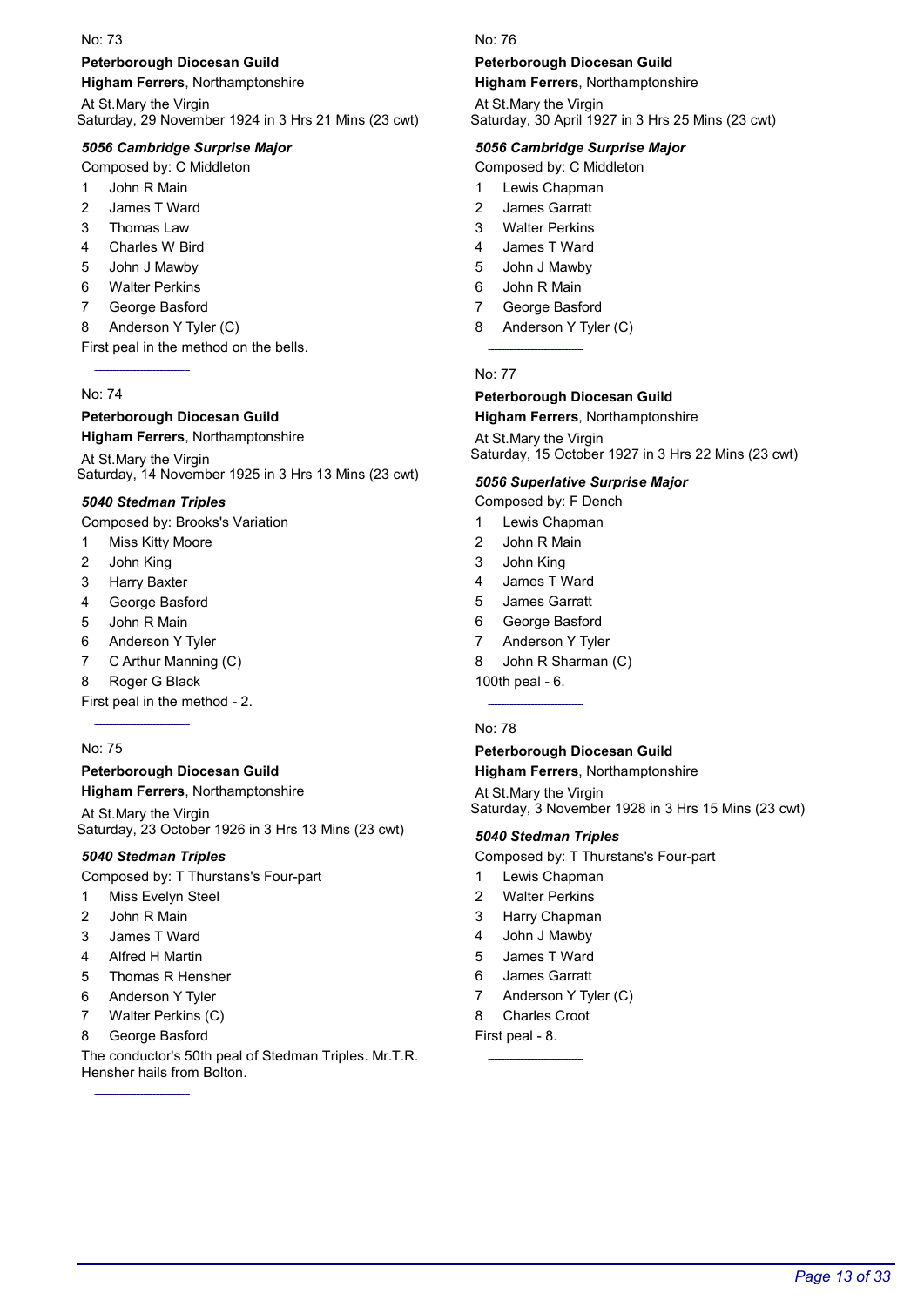No: 73

**Peterborough Diocesan Guild**

**Higham Ferrers**, Northamptonshire

At St.Mary the Virgin
Saturday, 29 November 1924 in 3 Hrs 21 Mins (23 cwt)

***5056 Cambridge Surprise Major***

Composed by: C Middleton

1 John R Main
2 James T Ward
3 Thomas Law
4 Charles W Bird
5 John J Mawby
6 Walter Perkins
7 George Basford
8 Anderson Y Tyler (C)

First peal in the method on the bells.

---

No: 74

**Peterborough Diocesan Guild**

**Higham Ferrers**, Northamptonshire

At St.Mary the Virgin
Saturday, 14 November 1925 in 3 Hrs 13 Mins (23 cwt)

***5040 Stedman Triples***

Composed by: Brooks's Variation

1 Miss Kitty Moore
2 John King
3 Harry Baxter
4 George Basford
5 John R Main
6 Anderson Y Tyler
7 C Arthur Manning (C)
8 Roger G Black

First peal in the method - 2.

---

No: 75

**Peterborough Diocesan Guild**

**Higham Ferrers**, Northamptonshire

At St.Mary the Virgin
Saturday, 23 October 1926 in 3 Hrs 13 Mins (23 cwt)

***5040 Stedman Triples***

Composed by: T Thurstans's Four-part

1 Miss Evelyn Steel
2 John R Main
3 James T Ward
4 Alfred H Martin
5 Thomas R Hensher
6 Anderson Y Tyler
7 Walter Perkins (C)
8 George Basford

The conductor's 50th peal of Stedman Triples. Mr.T.R. Hensher hails from Bolton.

---

No: 76

**Peterborough Diocesan Guild**

**Higham Ferrers**, Northamptonshire

At St.Mary the Virgin
Saturday, 30 April 1927 in 3 Hrs 25 Mins (23 cwt)

***5056 Cambridge Surprise Major***

Composed by: C Middleton

1 Lewis Chapman
2 James Garratt
3 Walter Perkins
4 James T Ward
5 John J Mawby
6 John R Main
7 George Basford
8 Anderson Y Tyler (C)

---

No: 77

**Peterborough Diocesan Guild**

**Higham Ferrers**, Northamptonshire

At St.Mary the Virgin
Saturday, 15 October 1927 in 3 Hrs 22 Mins (23 cwt)

***5056 Superlative Surprise Major***

Composed by: F Dench

1 Lewis Chapman
2 John R Main
3 John King
4 James T Ward
5 James Garratt
6 George Basford
7 Anderson Y Tyler
8 John R Sharman (C)

100th peal - 6.

---

No: 78

**Peterborough Diocesan Guild**

**Higham Ferrers**, Northamptonshire

At St.Mary the Virgin
Saturday, 3 November 1928 in 3 Hrs 15 Mins (23 cwt)

***5040 Stedman Triples***

Composed by: T Thurstans's Four-part

1 Lewis Chapman
2 Walter Perkins
3 Harry Chapman
4 John J Mawby
5 James T Ward
6 James Garratt
7 Anderson Y Tyler (C)
8 Charles Croot

First peal - 8.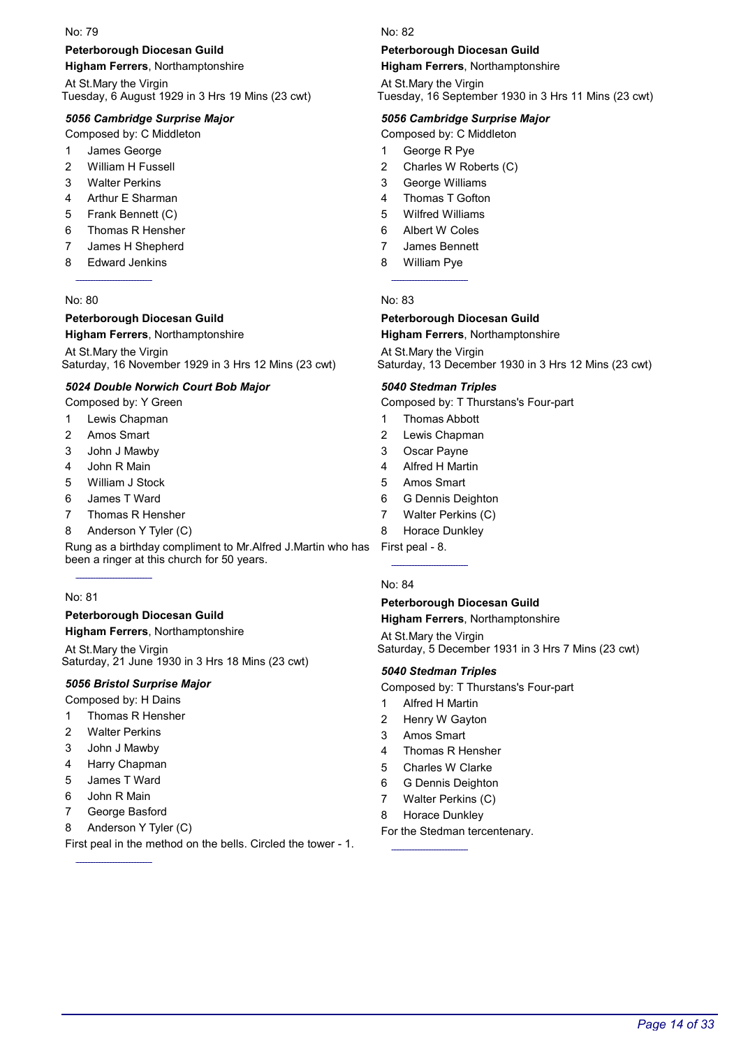No: 79

**Peterborough Diocesan Guild**

**Higham Ferrers**, Northamptonshire

At St.Mary the Virgin
Tuesday, 6 August 1929 in 3 Hrs 19 Mins (23 cwt)

***5056 Cambridge Surprise Major***

Composed by: C Middleton

1 James George
2 William H Fussell
3 Walter Perkins
4 Arthur E Sharman
5 Frank Bennett (C)
6 Thomas R Hensher
7 James H Shepherd
8 Edward Jenkins

---

No: 80

**Peterborough Diocesan Guild**

**Higham Ferrers**, Northamptonshire

At St.Mary the Virgin
Saturday, 16 November 1929 in 3 Hrs 12 Mins (23 cwt)

***5024 Double Norwich Court Bob Major***

Composed by: Y Green

1 Lewis Chapman
2 Amos Smart
3 John J Mawby
4 John R Main
5 William J Stock
6 James T Ward
7 Thomas R Hensher
8 Anderson Y Tyler (C)

Rung as a birthday compliment to Mr.Alfred J.Martin who has been a ringer at this church for 50 years.

---

No: 81

**Peterborough Diocesan Guild**

**Higham Ferrers**, Northamptonshire

At St.Mary the Virgin
Saturday, 21 June 1930 in 3 Hrs 18 Mins (23 cwt)

***5056 Bristol Surprise Major***

Composed by: H Dains

1 Thomas R Hensher
2 Walter Perkins
3 John J Mawby
4 Harry Chapman
5 James T Ward
6 John R Main
7 George Basford
8 Anderson Y Tyler (C)

First peal in the method on the bells. Circled the tower - 1.

---

No: 82

**Peterborough Diocesan Guild**

**Higham Ferrers**, Northamptonshire

At St.Mary the Virgin
Tuesday, 16 September 1930 in 3 Hrs 11 Mins (23 cwt)

***5056 Cambridge Surprise Major***

Composed by: C Middleton

1 George R Pye
2 Charles W Roberts (C)
3 George Williams
4 Thomas T Gofton
5 Wilfred Williams
6 Albert W Coles
7 James Bennett
8 William Pye

---

No: 83

**Peterborough Diocesan Guild**

**Higham Ferrers**, Northamptonshire

At St.Mary the Virgin
Saturday, 13 December 1930 in 3 Hrs 12 Mins (23 cwt)

***5040 Stedman Triples***

Composed by: T Thurstans's Four-part

1 Thomas Abbott
2 Lewis Chapman
3 Oscar Payne
4 Alfred H Martin
5 Amos Smart
6 G Dennis Deighton
7 Walter Perkins (C)
8 Horace Dunkley

First peal - 8.

---

No: 84

**Peterborough Diocesan Guild**

**Higham Ferrers**, Northamptonshire

At St.Mary the Virgin
Saturday, 5 December 1931 in 3 Hrs 7 Mins (23 cwt)

***5040 Stedman Triples***

Composed by: T Thurstans's Four-part

1 Alfred H Martin
2 Henry W Gayton
3 Amos Smart
4 Thomas R Hensher
5 Charles W Clarke
6 G Dennis Deighton
7 Walter Perkins (C)
8 Horace Dunkley

For the Stedman tercentenary.

---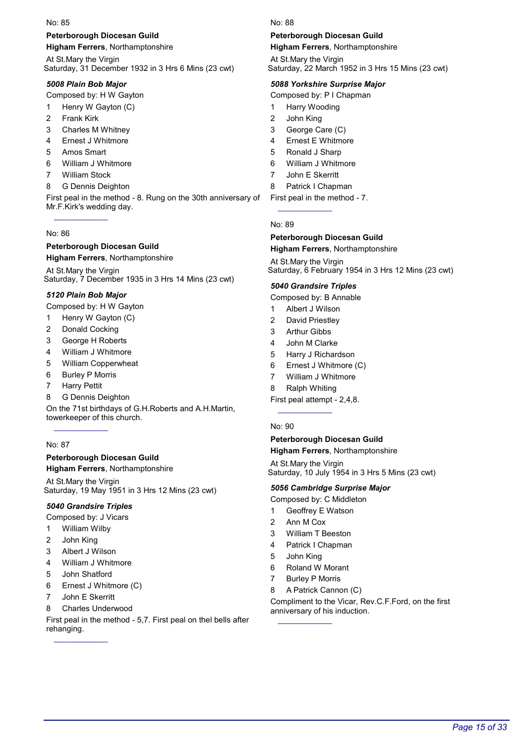No: 85

**Peterborough Diocesan Guild**
**Higham Ferrers**, Northamptonshire

At St.Mary the Virgin
Saturday, 31 December 1932 in 3 Hrs 6 Mins (23 cwt)

***5008 Plain Bob Major***

Composed by: H W Gayton

1. Henry W Gayton (C)
2. Frank Kirk
3. Charles M Whitney
4. Ernest J Whitmore
5. Amos Smart
6. William J Whitmore
7. William Stock
8. G Dennis Deighton

First peal in the method - 8. Rung on the 30th anniversary of Mr.F.Kirk's wedding day.

---

No: 86

**Peterborough Diocesan Guild**
**Higham Ferrers**, Northamptonshire

At St.Mary the Virgin
Saturday, 7 December 1935 in 3 Hrs 14 Mins (23 cwt)

***5120 Plain Bob Major***

Composed by: H W Gayton

1. Henry W Gayton (C)
2. Donald Cocking
3. George H Roberts
4. William J Whitmore
5. William Copperwheat
6. Burley P Morris
7. Harry Pettit
8. G Dennis Deighton

On the 71st birthdays of G.H.Roberts and A.H.Martin, towerkeeper of this church.

---

No: 87

**Peterborough Diocesan Guild**
**Higham Ferrers**, Northamptonshire

At St.Mary the Virgin
Saturday, 19 May 1951 in 3 Hrs 12 Mins (23 cwt)

***5040 Grandsire Triples***

Composed by: J Vicars

1. William Wilby
2. John King
3. Albert J Wilson
4. William J Whitmore
5. John Shatford
6. Ernest J Whitmore (C)
7. John E Skerritt
8. Charles Underwood

First peal in the method - 5,7. First peal on thel bells after rehanging.

---

No: 88

**Peterborough Diocesan Guild**
**Higham Ferrers**, Northamptonshire

At St.Mary the Virgin
Saturday, 22 March 1952 in 3 Hrs 15 Mins (23 cwt)

***5088 Yorkshire Surprise Major***

Composed by: P I Chapman

1. Harry Wooding
2. John King
3. George Care (C)
4. Ernest E Whitmore
5. Ronald J Sharp
6. William J Whitmore
7. John E Skerritt
8. Patrick I Chapman

First peal in the method - 7.

---

No: 89

**Peterborough Diocesan Guild**
**Higham Ferrers**, Northamptonshire

At St.Mary the Virgin
Saturday, 6 February 1954 in 3 Hrs 12 Mins (23 cwt)

***5040 Grandsire Triples***

Composed by: B Annable

1. Albert J Wilson
2. David Priestley
3. Arthur Gibbs
4. John M Clarke
5. Harry J Richardson
6. Ernest J Whitmore (C)
7. William J Whitmore
8. Ralph Whiting

First peal attempt - 2,4,8.

---

No: 90

**Peterborough Diocesan Guild**
**Higham Ferrers**, Northamptonshire

At St.Mary the Virgin
Saturday, 10 July 1954 in 3 Hrs 5 Mins (23 cwt)

***5056 Cambridge Surprise Major***

Composed by: C Middleton

1. Geoffrey E Watson
2. Ann M Cox
3. William T Beeston
4. Patrick I Chapman
5. John King
6. Roland W Morant
7. Burley P Morris
8. A Patrick Cannon (C)

Compliment to the Vicar, Rev.C.F.Ford, on the first anniversary of his induction.

---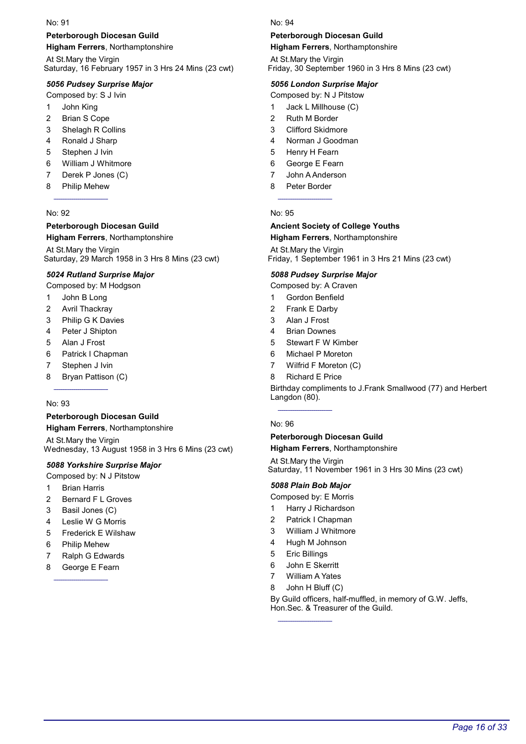No: 91

**Peterborough Diocesan Guild**
**Higham Ferrers**, Northamptonshire

At St.Mary the Virgin
Saturday, 16 February 1957 in 3 Hrs 24 Mins (23 cwt)

***5056 Pudsey Surprise Major***

Composed by: S J Ivin

1. John King
2. Brian S Cope
3. Shelagh R Collins
4. Ronald J Sharp
5. Stephen J Ivin
6. William J Whitmore
7. Derek P Jones (C)
8. Philip Mehew

---

No: 92

**Peterborough Diocesan Guild**
**Higham Ferrers**, Northamptonshire

At St.Mary the Virgin
Saturday, 29 March 1958 in 3 Hrs 8 Mins (23 cwt)

***5024 Rutland Surprise Major***

Composed by: M Hodgson

1. John B Long
2. Avril Thackray
3. Philip G K Davies
4. Peter J Shipton
5. Alan J Frost
6. Patrick I Chapman
7. Stephen J Ivin
8. Bryan Pattison (C)

---

No: 93

**Peterborough Diocesan Guild**
**Higham Ferrers**, Northamptonshire

At St.Mary the Virgin
Wednesday, 13 August 1958 in 3 Hrs 6 Mins (23 cwt)

***5088 Yorkshire Surprise Major***

Composed by: N J Pitstow

1. Brian Harris
2. Bernard F L Groves
3. Basil Jones (C)
4. Leslie W G Morris
5. Frederick E Wilshaw
6. Philip Mehew
7. Ralph G Edwards
8. George E Fearn

---

No: 94

**Peterborough Diocesan Guild**
**Higham Ferrers**, Northamptonshire

At St.Mary the Virgin
Friday, 30 September 1960 in 3 Hrs 8 Mins (23 cwt)

***5056 London Surprise Major***

Composed by: N J Pitstow

1. Jack L Millhouse (C)
2. Ruth M Border
3. Clifford Skidmore
4. Norman J Goodman
5. Henry H Fearn
6. George E Fearn
7. John A Anderson
8. Peter Border

---

No: 95

**Ancient Society of College Youths**
**Higham Ferrers**, Northamptonshire

At St.Mary the Virgin
Friday, 1 September 1961 in 3 Hrs 21 Mins (23 cwt)

***5088 Pudsey Surprise Major***

Composed by: A Craven

1. Gordon Benfield
2. Frank E Darby
3. Alan J Frost
4. Brian Downes
5. Stewart F W Kimber
6. Michael P Moreton
7. Wilfrid F Moreton (C)
8. Richard E Price

Birthday compliments to J.Frank Smallwood (77) and Herbert Langdon (80).

---

No: 96

**Peterborough Diocesan Guild**
**Higham Ferrers**, Northamptonshire

At St.Mary the Virgin
Saturday, 11 November 1961 in 3 Hrs 30 Mins (23 cwt)

***5088 Plain Bob Major***

Composed by: E Morris

1. Harry J Richardson
2. Patrick I Chapman
3. William J Whitmore
4. Hugh M Johnson
5. Eric Billings
6. John E Skerritt
7. William A Yates
8. John H Bluff (C)

By Guild officers, half-muffled, in memory of G.W. Jeffs, Hon.Sec. & Treasurer of the Guild.

---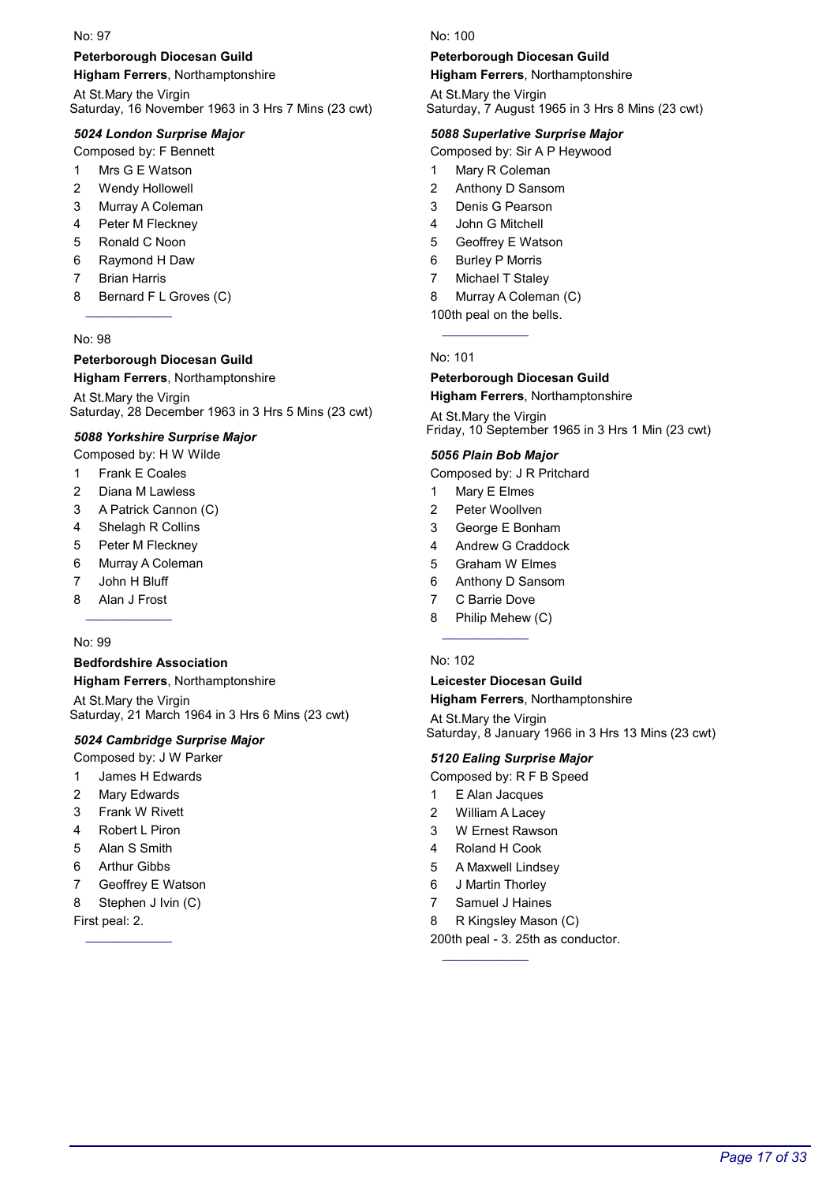No: 97

**Peterborough Diocesan Guild**
**Higham Ferrers**, Northamptonshire

At St.Mary the Virgin
Saturday, 16 November 1963 in 3 Hrs 7 Mins (23 cwt)

***5024 London Surprise Major***

Composed by: F Bennett

1 Mrs G E Watson
2 Wendy Hollowell
3 Murray A Coleman
4 Peter M Fleckney
5 Ronald C Noon
6 Raymond H Daw
7 Brian Harris
8 Bernard F L Groves (C)

---

No: 98

**Peterborough Diocesan Guild**
**Higham Ferrers**, Northamptonshire

At St.Mary the Virgin
Saturday, 28 December 1963 in 3 Hrs 5 Mins (23 cwt)

***5088 Yorkshire Surprise Major***

Composed by: H W Wilde

1 Frank E Coales
2 Diana M Lawless
3 A Patrick Cannon (C)
4 Shelagh R Collins
5 Peter M Fleckney
6 Murray A Coleman
7 John H Bluff
8 Alan J Frost

---

No: 99

**Bedfordshire Association**
**Higham Ferrers**, Northamptonshire

At St.Mary the Virgin
Saturday, 21 March 1964 in 3 Hrs 6 Mins (23 cwt)

***5024 Cambridge Surprise Major***

Composed by: J W Parker

1 James H Edwards
2 Mary Edwards
3 Frank W Rivett
4 Robert L Piron
5 Alan S Smith
6 Arthur Gibbs
7 Geoffrey E Watson
8 Stephen J Ivin (C)

First peal: 2.

---

No: 100

**Peterborough Diocesan Guild**
**Higham Ferrers**, Northamptonshire

At St.Mary the Virgin
Saturday, 7 August 1965 in 3 Hrs 8 Mins (23 cwt)

***5088 Superlative Surprise Major***

Composed by: Sir A P Heywood

1 Mary R Coleman
2 Anthony D Sansom
3 Denis G Pearson
4 John G Mitchell
5 Geoffrey E Watson
6 Burley P Morris
7 Michael T Staley
8 Murray A Coleman (C)

100th peal on the bells.

---

No: 101

**Peterborough Diocesan Guild**
**Higham Ferrers**, Northamptonshire

At St.Mary the Virgin
Friday, 10 September 1965 in 3 Hrs 1 Min (23 cwt)

***5056 Plain Bob Major***

Composed by: J R Pritchard

1 Mary E Elmes
2 Peter Woollven
3 George E Bonham
4 Andrew G Craddock
5 Graham W Elmes
6 Anthony D Sansom
7 C Barrie Dove
8 Philip Mehew (C)

---

No: 102

**Leicester Diocesan Guild**
**Higham Ferrers**, Northamptonshire

At St.Mary the Virgin
Saturday, 8 January 1966 in 3 Hrs 13 Mins (23 cwt)

***5120 Ealing Surprise Major***

Composed by: R F B Speed

1 E Alan Jacques
2 William A Lacey
3 W Ernest Rawson
4 Roland H Cook
5 A Maxwell Lindsey
6 J Martin Thorley
7 Samuel J Haines
8 R Kingsley Mason (C)

200th peal - 3. 25th as conductor.

---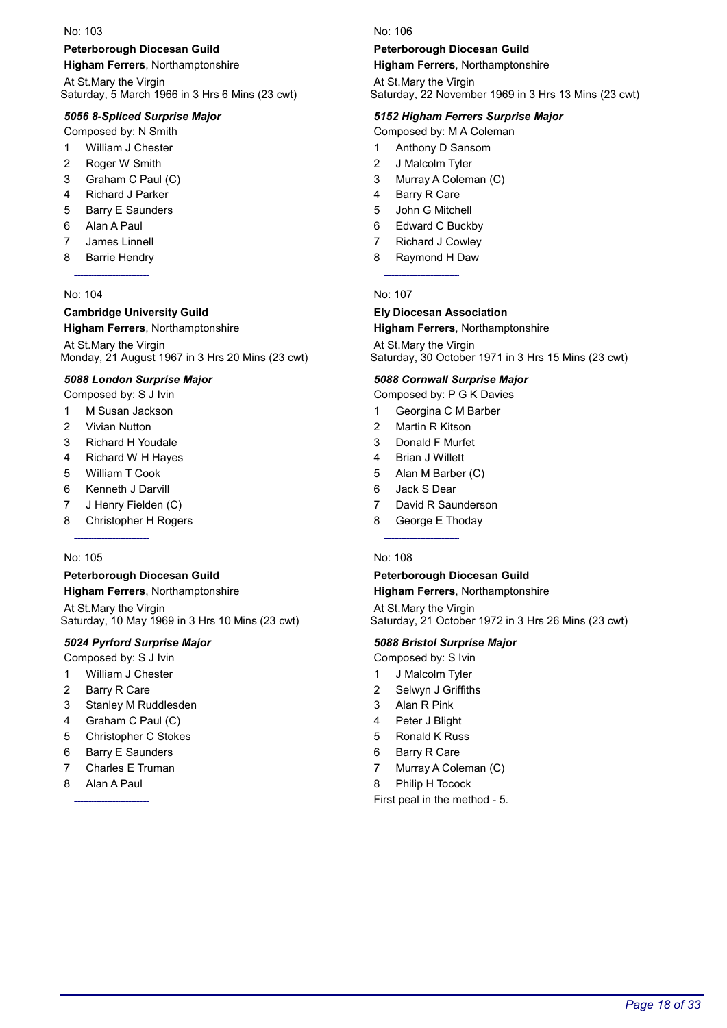No: 103

**Peterborough Diocesan Guild**

**Higham Ferrers**, Northamptonshire

At St.Mary the Virgin
Saturday, 5 March 1966 in 3 Hrs 6 Mins (23 cwt)

***5056 8-Spliced Surprise Major***

Composed by: N Smith

1 William J Chester
2 Roger W Smith
3 Graham C Paul (C)
4 Richard J Parker
5 Barry E Saunders
6 Alan A Paul
7 James Linnell
8 Barrie Hendry

---

No: 104

**Cambridge University Guild**

**Higham Ferrers**, Northamptonshire

At St.Mary the Virgin
Monday, 21 August 1967 in 3 Hrs 20 Mins (23 cwt)

***5088 London Surprise Major***

Composed by: S J Ivin

1 M Susan Jackson
2 Vivian Nutton
3 Richard H Youdale
4 Richard W H Hayes
5 William T Cook
6 Kenneth J Darvill
7 J Henry Fielden (C)
8 Christopher H Rogers

---

No: 105

**Peterborough Diocesan Guild**

**Higham Ferrers**, Northamptonshire

At St.Mary the Virgin
Saturday, 10 May 1969 in 3 Hrs 10 Mins (23 cwt)

***5024 Pyrford Surprise Major***

Composed by: S J Ivin

1 William J Chester
2 Barry R Care
3 Stanley M Ruddlesden
4 Graham C Paul (C)
5 Christopher C Stokes
6 Barry E Saunders
7 Charles E Truman
8 Alan A Paul

---

No: 106

**Peterborough Diocesan Guild**

**Higham Ferrers**, Northamptonshire

At St.Mary the Virgin
Saturday, 22 November 1969 in 3 Hrs 13 Mins (23 cwt)

***5152 Higham Ferrers Surprise Major***

Composed by: M A Coleman

1 Anthony D Sansom
2 J Malcolm Tyler
3 Murray A Coleman (C)
4 Barry R Care
5 John G Mitchell
6 Edward C Buckby
7 Richard J Cowley
8 Raymond H Daw

---

No: 107

**Ely Diocesan Association**

**Higham Ferrers**, Northamptonshire

At St.Mary the Virgin
Saturday, 30 October 1971 in 3 Hrs 15 Mins (23 cwt)

***5088 Cornwall Surprise Major***

Composed by: P G K Davies

1 Georgina C M Barber
2 Martin R Kitson
3 Donald F Murfet
4 Brian J Willett
5 Alan M Barber (C)
6 Jack S Dear
7 David R Saunderson
8 George E Thoday

---

No: 108

**Peterborough Diocesan Guild**

**Higham Ferrers**, Northamptonshire

At St.Mary the Virgin
Saturday, 21 October 1972 in 3 Hrs 26 Mins (23 cwt)

***5088 Bristol Surprise Major***

Composed by: S Ivin

1 J Malcolm Tyler
2 Selwyn J Griffiths
3 Alan R Pink
4 Peter J Blight
5 Ronald K Russ
6 Barry R Care
7 Murray A Coleman (C)
8 Philip H Tocock

First peal in the method - 5.

---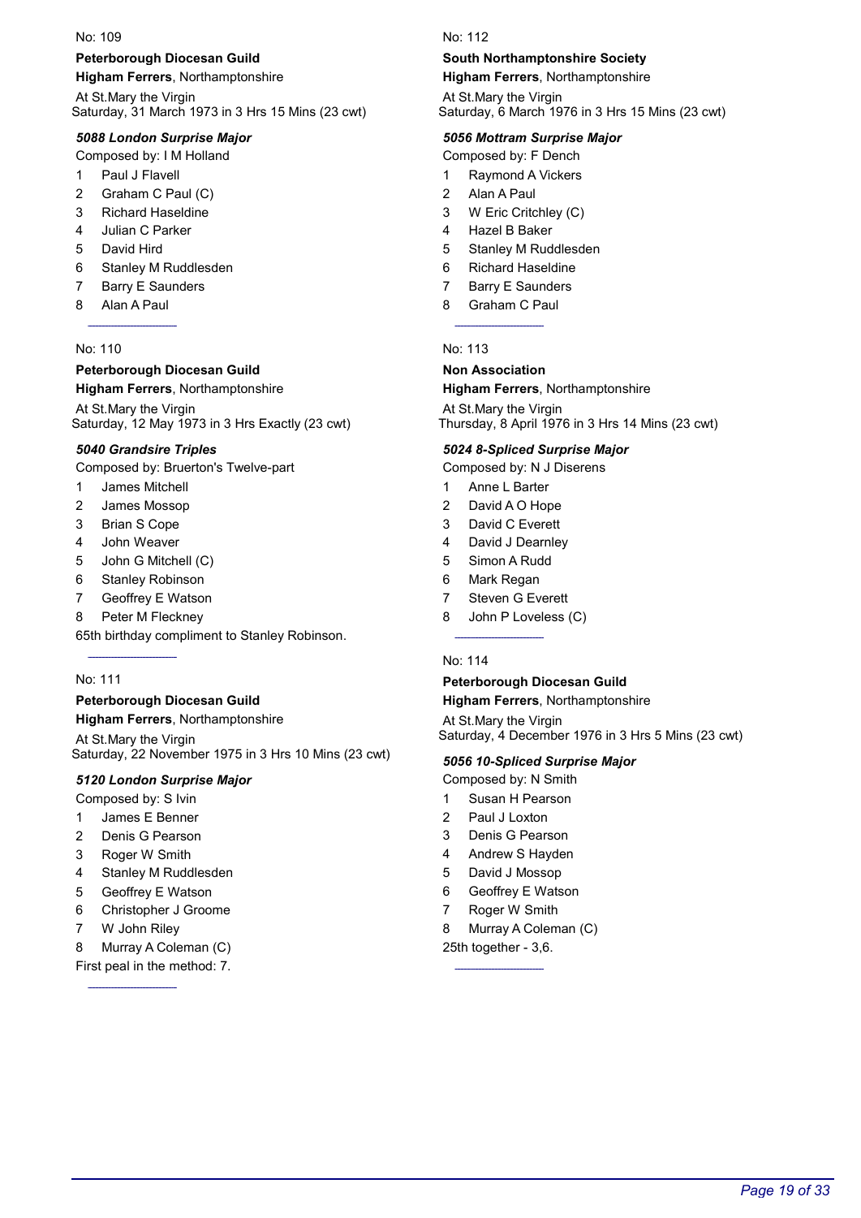No: 109

**Peterborough Diocesan Guild**

**Higham Ferrers**, Northamptonshire

At St.Mary the Virgin
Saturday, 31 March 1973 in 3 Hrs 15 Mins (23 cwt)

***5088 London Surprise Major***

Composed by: I M Holland

1 Paul J Flavell
2 Graham C Paul (C)
3 Richard Haseldine
4 Julian C Parker
5 David Hird
6 Stanley M Ruddlesden
7 Barry E Saunders
8 Alan A Paul

---

No: 110

**Peterborough Diocesan Guild**

**Higham Ferrers**, Northamptonshire

At St.Mary the Virgin
Saturday, 12 May 1973 in 3 Hrs Exactly (23 cwt)

***5040 Grandsire Triples***

Composed by: Bruerton's Twelve-part

1 James Mitchell
2 James Mossop
3 Brian S Cope
4 John Weaver
5 John G Mitchell (C)
6 Stanley Robinson
7 Geoffrey E Watson
8 Peter M Fleckney

65th birthday compliment to Stanley Robinson.

---

No: 111

**Peterborough Diocesan Guild**

**Higham Ferrers**, Northamptonshire

At St.Mary the Virgin
Saturday, 22 November 1975 in 3 Hrs 10 Mins (23 cwt)

***5120 London Surprise Major***

Composed by: S Ivin

1 James E Benner
2 Denis G Pearson
3 Roger W Smith
4 Stanley M Ruddlesden
5 Geoffrey E Watson
6 Christopher J Groome
7 W John Riley
8 Murray A Coleman (C)

First peal in the method: 7.

---

No: 112

**South Northamptonshire Society**

**Higham Ferrers**, Northamptonshire

At St.Mary the Virgin
Saturday, 6 March 1976 in 3 Hrs 15 Mins (23 cwt)

***5056 Mottram Surprise Major***

Composed by: F Dench

1 Raymond A Vickers
2 Alan A Paul
3 W Eric Critchley (C)
4 Hazel B Baker
5 Stanley M Ruddlesden
6 Richard Haseldine
7 Barry E Saunders
8 Graham C Paul

---

No: 113

**Non Association**

**Higham Ferrers**, Northamptonshire

At St.Mary the Virgin
Thursday, 8 April 1976 in 3 Hrs 14 Mins (23 cwt)

***5024 8-Spliced Surprise Major***

Composed by: N J Diserens

1 Anne L Barter
2 David A O Hope
3 David C Everett
4 David J Dearnley
5 Simon A Rudd
6 Mark Regan
7 Steven G Everett
8 John P Loveless (C)

---

No: 114

**Peterborough Diocesan Guild**

**Higham Ferrers**, Northamptonshire

At St.Mary the Virgin
Saturday, 4 December 1976 in 3 Hrs 5 Mins (23 cwt)

***5056 10-Spliced Surprise Major***

Composed by: N Smith

1 Susan H Pearson
2 Paul J Loxton
3 Denis G Pearson
4 Andrew S Hayden
5 David J Mossop
6 Geoffrey E Watson
7 Roger W Smith
8 Murray A Coleman (C)

25th together - 3,6.

---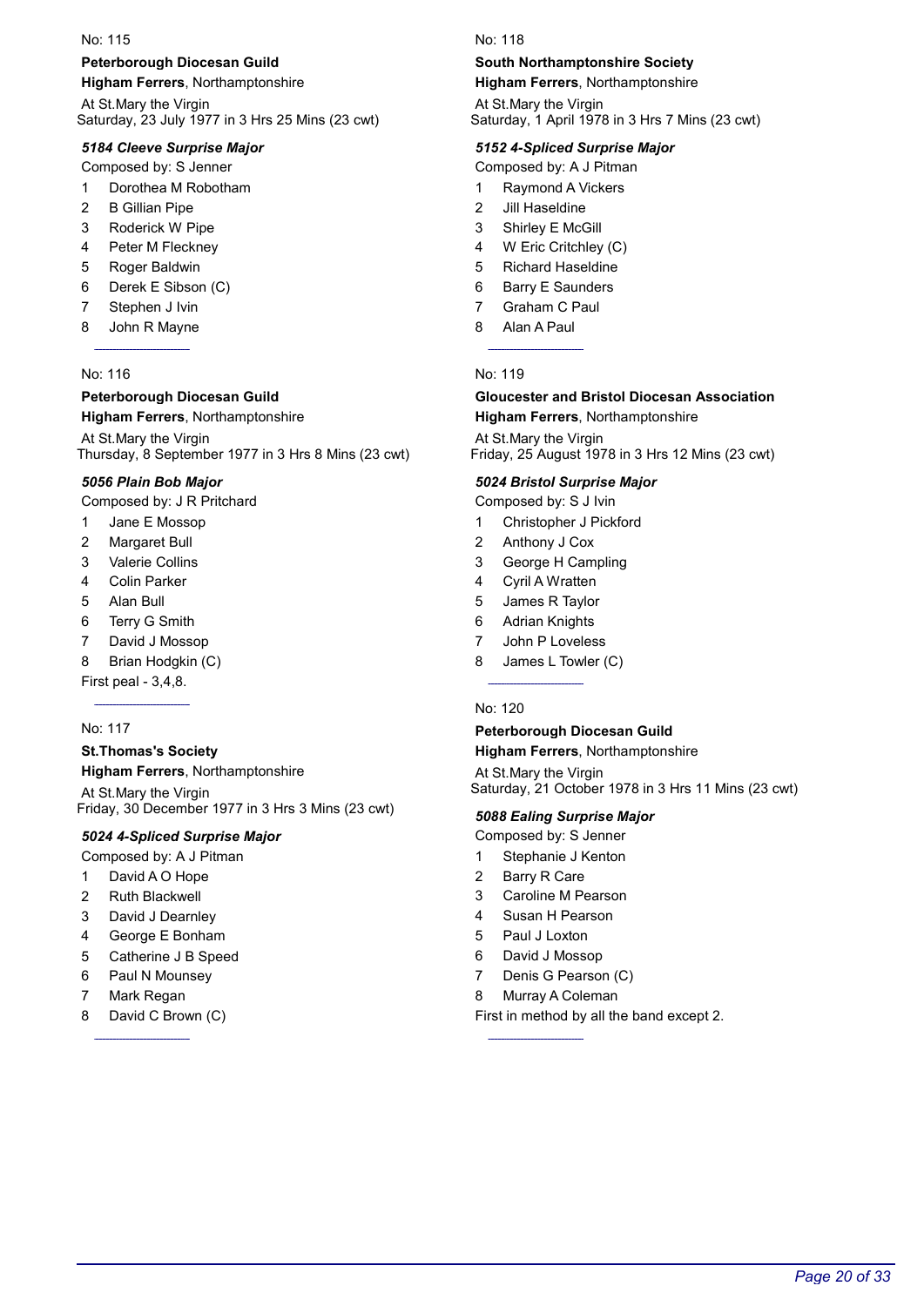No: 115

**Peterborough Diocesan Guild**
**Higham Ferrers**, Northamptonshire

At St.Mary the Virgin
Saturday, 23 July 1977 in 3 Hrs 25 Mins (23 cwt)

***5184 Cleeve Surprise Major***

Composed by: S Jenner

1 Dorothea M Robotham
2 B Gillian Pipe
3 Roderick W Pipe
4 Peter M Fleckney
5 Roger Baldwin
6 Derek E Sibson (C)
7 Stephen J Ivin
8 John R Mayne

---

No: 116

**Peterborough Diocesan Guild**
**Higham Ferrers**, Northamptonshire

At St.Mary the Virgin
Thursday, 8 September 1977 in 3 Hrs 8 Mins (23 cwt)

***5056 Plain Bob Major***

Composed by: J R Pritchard

1 Jane E Mossop
2 Margaret Bull
3 Valerie Collins
4 Colin Parker
5 Alan Bull
6 Terry G Smith
7 David J Mossop
8 Brian Hodgkin (C)

First peal - 3,4,8.

---

No: 117

**St.Thomas's Society**
**Higham Ferrers**, Northamptonshire

At St.Mary the Virgin
Friday, 30 December 1977 in 3 Hrs 3 Mins (23 cwt)

***5024 4-Spliced Surprise Major***

Composed by: A J Pitman

1 David A O Hope
2 Ruth Blackwell
3 David J Dearnley
4 George E Bonham
5 Catherine J B Speed
6 Paul N Mounsey
7 Mark Regan
8 David C Brown (C)

---

No: 118

**South Northamptonshire Society**
**Higham Ferrers**, Northamptonshire

At St.Mary the Virgin
Saturday, 1 April 1978 in 3 Hrs 7 Mins (23 cwt)

***5152 4-Spliced Surprise Major***

Composed by: A J Pitman

1 Raymond A Vickers
2 Jill Haseldine
3 Shirley E McGill
4 W Eric Critchley (C)
5 Richard Haseldine
6 Barry E Saunders
7 Graham C Paul
8 Alan A Paul

---

No: 119

**Gloucester and Bristol Diocesan Association**
**Higham Ferrers**, Northamptonshire

At St.Mary the Virgin
Friday, 25 August 1978 in 3 Hrs 12 Mins (23 cwt)

***5024 Bristol Surprise Major***

Composed by: S J Ivin

1 Christopher J Pickford
2 Anthony J Cox
3 George H Campling
4 Cyril A Wratten
5 James R Taylor
6 Adrian Knights
7 John P Loveless
8 James L Towler (C)

---

No: 120

**Peterborough Diocesan Guild**
**Higham Ferrers**, Northamptonshire

At St.Mary the Virgin
Saturday, 21 October 1978 in 3 Hrs 11 Mins (23 cwt)

***5088 Ealing Surprise Major***

Composed by: S Jenner

1 Stephanie J Kenton
2 Barry R Care
3 Caroline M Pearson
4 Susan H Pearson
5 Paul J Loxton
6 David J Mossop
7 Denis G Pearson (C)
8 Murray A Coleman

First in method by all the band except 2.

---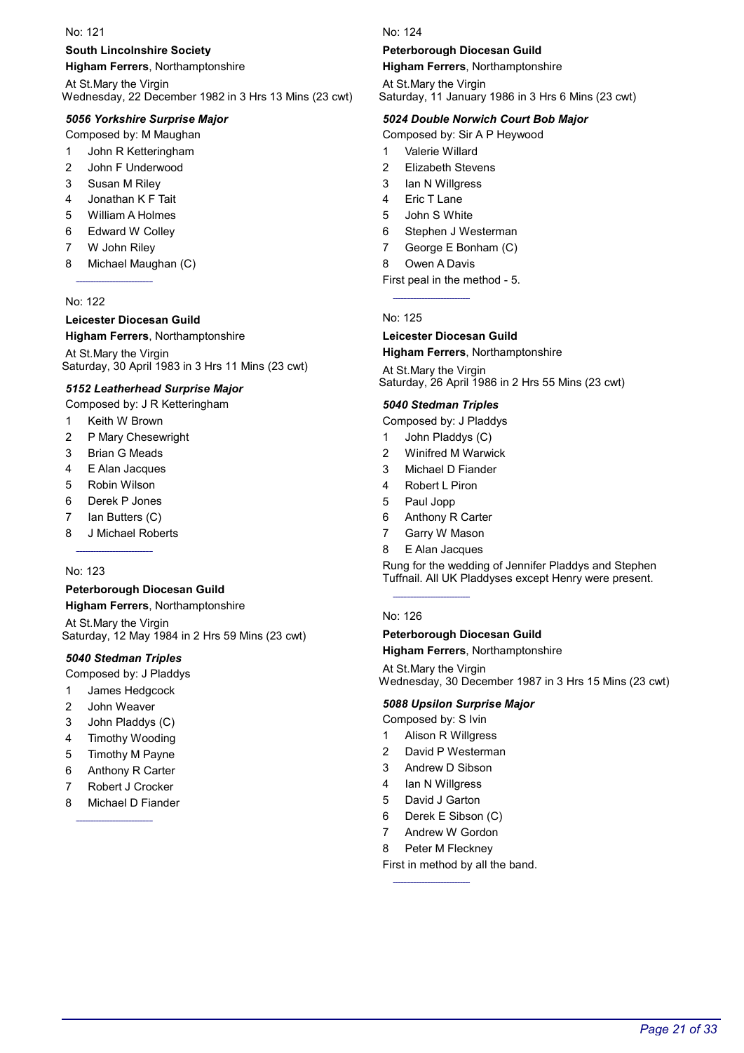No: 121

**South Lincolnshire Society**

**Higham Ferrers**, Northamptonshire

At St.Mary the Virgin
Wednesday, 22 December 1982 in 3 Hrs 13 Mins (23 cwt)

***5056 Yorkshire Surprise Major***

Composed by: M Maughan

1. John R Ketteringham
2. John F Underwood
3. Susan M Riley
4. Jonathan K F Tait
5. William A Holmes
6. Edward W Colley
7. W John Riley
8. Michael Maughan (C)

---

No: 122

**Leicester Diocesan Guild**

**Higham Ferrers**, Northamptonshire

At St.Mary the Virgin
Saturday, 30 April 1983 in 3 Hrs 11 Mins (23 cwt)

***5152 Leatherhead Surprise Major***

Composed by: J R Ketteringham

1. Keith W Brown
2. P Mary Chesewright
3. Brian G Meads
4. E Alan Jacques
5. Robin Wilson
6. Derek P Jones
7. Ian Butters (C)
8. J Michael Roberts

---

No: 123

**Peterborough Diocesan Guild**

**Higham Ferrers**, Northamptonshire

At St.Mary the Virgin
Saturday, 12 May 1984 in 2 Hrs 59 Mins (23 cwt)

***5040 Stedman Triples***

Composed by: J Pladdys

1. James Hedgcock
2. John Weaver
3. John Pladdys (C)
4. Timothy Wooding
5. Timothy M Payne
6. Anthony R Carter
7. Robert J Crocker
8. Michael D Fiander

---

No: 124

**Peterborough Diocesan Guild**

**Higham Ferrers**, Northamptonshire

At St.Mary the Virgin
Saturday, 11 January 1986 in 3 Hrs 6 Mins (23 cwt)

***5024 Double Norwich Court Bob Major***

Composed by: Sir A P Heywood

1. Valerie Willard
2. Elizabeth Stevens
3. Ian N Willgress
4. Eric T Lane
5. John S White
6. Stephen J Westerman
7. George E Bonham (C)
8. Owen A Davis

First peal in the method - 5.

---

No: 125

**Leicester Diocesan Guild**

**Higham Ferrers**, Northamptonshire

At St.Mary the Virgin
Saturday, 26 April 1986 in 2 Hrs 55 Mins (23 cwt)

***5040 Stedman Triples***

Composed by: J Pladdys

1. John Pladdys (C)
2. Winifred M Warwick
3. Michael D Fiander
4. Robert L Piron
5. Paul Jopp
6. Anthony R Carter
7. Garry W Mason
8. E Alan Jacques

Rung for the wedding of Jennifer Pladdys and Stephen Tuffnail. All UK Pladdyses except Henry were present.

---

No: 126

**Peterborough Diocesan Guild**

**Higham Ferrers**, Northamptonshire

At St.Mary the Virgin
Wednesday, 30 December 1987 in 3 Hrs 15 Mins (23 cwt)

***5088 Upsilon Surprise Major***

Composed by: S Ivin

1. Alison R Willgress
2. David P Westerman
3. Andrew D Sibson
4. Ian N Willgress
5. David J Garton
6. Derek E Sibson (C)
7. Andrew W Gordon
8. Peter M Fleckney

First in method by all the band.

---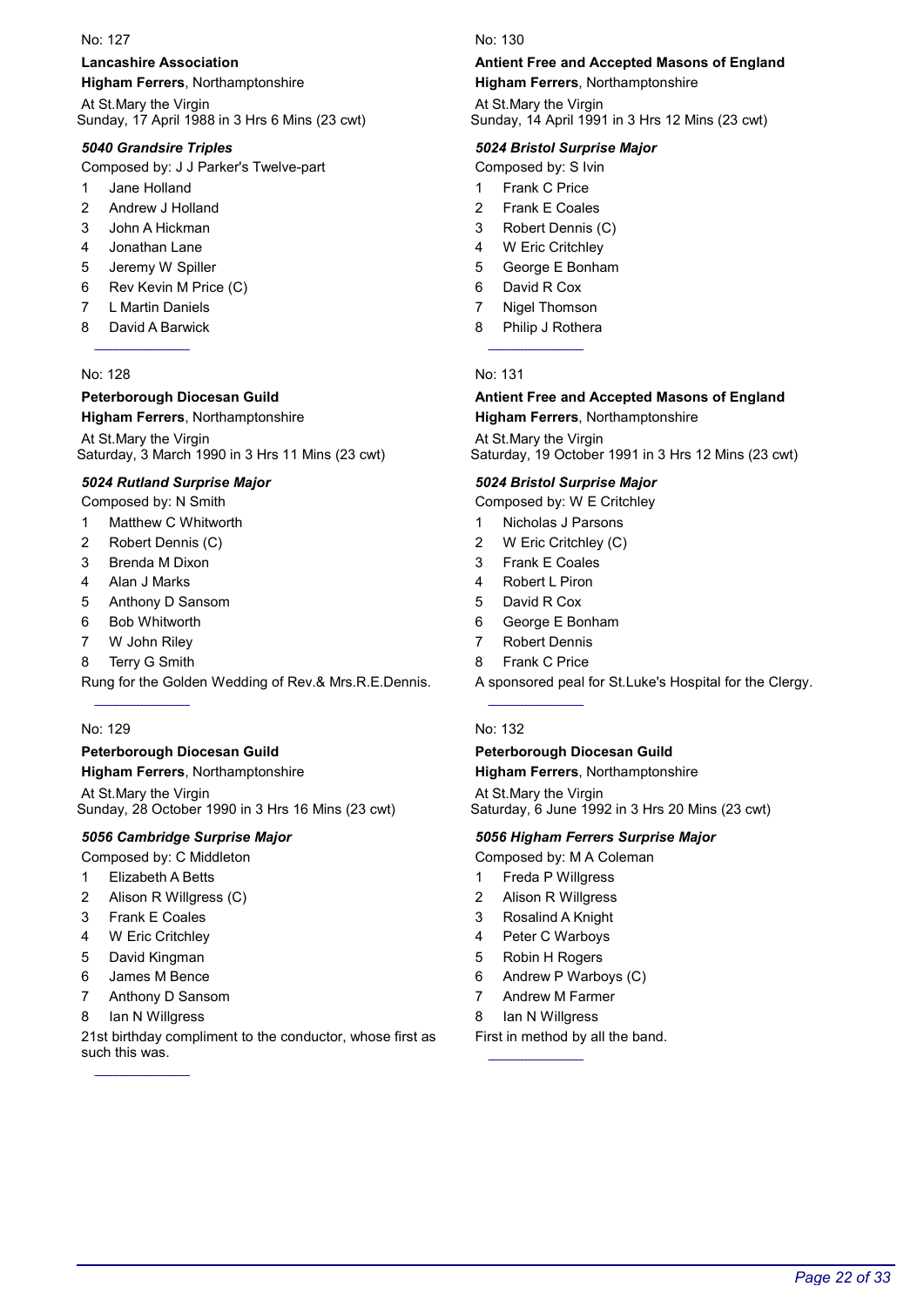No: 127

**Lancashire Association**

**Higham Ferrers**, Northamptonshire

At St.Mary the Virgin
Sunday, 17 April 1988 in 3 Hrs 6 Mins (23 cwt)

***5040 Grandsire Triples***

Composed by: J J Parker's Twelve-part

1 Jane Holland
2 Andrew J Holland
3 John A Hickman
4 Jonathan Lane
5 Jeremy W Spiller
6 Rev Kevin M Price (C)
7 L Martin Daniels
8 David A Barwick

---

No: 128

**Peterborough Diocesan Guild**

**Higham Ferrers**, Northamptonshire

At St.Mary the Virgin
Saturday, 3 March 1990 in 3 Hrs 11 Mins (23 cwt)

***5024 Rutland Surprise Major***

Composed by: N Smith

1 Matthew C Whitworth
2 Robert Dennis (C)
3 Brenda M Dixon
4 Alan J Marks
5 Anthony D Sansom
6 Bob Whitworth
7 W John Riley
8 Terry G Smith

Rung for the Golden Wedding of Rev.& Mrs.R.E.Dennis.

---

No: 129

**Peterborough Diocesan Guild**

**Higham Ferrers**, Northamptonshire

At St.Mary the Virgin
Sunday, 28 October 1990 in 3 Hrs 16 Mins (23 cwt)

***5056 Cambridge Surprise Major***

Composed by: C Middleton

1 Elizabeth A Betts
2 Alison R Willgress (C)
3 Frank E Coales
4 W Eric Critchley
5 David Kingman
6 James M Bence
7 Anthony D Sansom
8 Ian N Willgress

21st birthday compliment to the conductor, whose first as such this was.

---

No: 130

**Antient Free and Accepted Masons of England**

**Higham Ferrers**, Northamptonshire

At St.Mary the Virgin
Sunday, 14 April 1991 in 3 Hrs 12 Mins (23 cwt)

***5024 Bristol Surprise Major***

Composed by: S Ivin

1 Frank C Price
2 Frank E Coales
3 Robert Dennis (C)
4 W Eric Critchley
5 George E Bonham
6 David R Cox
7 Nigel Thomson
8 Philip J Rothera

---

No: 131

**Antient Free and Accepted Masons of England**

**Higham Ferrers**, Northamptonshire

At St.Mary the Virgin
Saturday, 19 October 1991 in 3 Hrs 12 Mins (23 cwt)

***5024 Bristol Surprise Major***

Composed by: W E Critchley

1 Nicholas J Parsons
2 W Eric Critchley (C)
3 Frank E Coales
4 Robert L Piron
5 David R Cox
6 George E Bonham
7 Robert Dennis
8 Frank C Price

A sponsored peal for St.Luke's Hospital for the Clergy.

---

No: 132

**Peterborough Diocesan Guild**

**Higham Ferrers**, Northamptonshire

At St.Mary the Virgin
Saturday, 6 June 1992 in 3 Hrs 20 Mins (23 cwt)

***5056 Higham Ferrers Surprise Major***

Composed by: M A Coleman

1 Freda P Willgress
2 Alison R Willgress
3 Rosalind A Knight
4 Peter C Warboys
5 Robin H Rogers
6 Andrew P Warboys (C)
7 Andrew M Farmer
8 Ian N Willgress

First in method by all the band.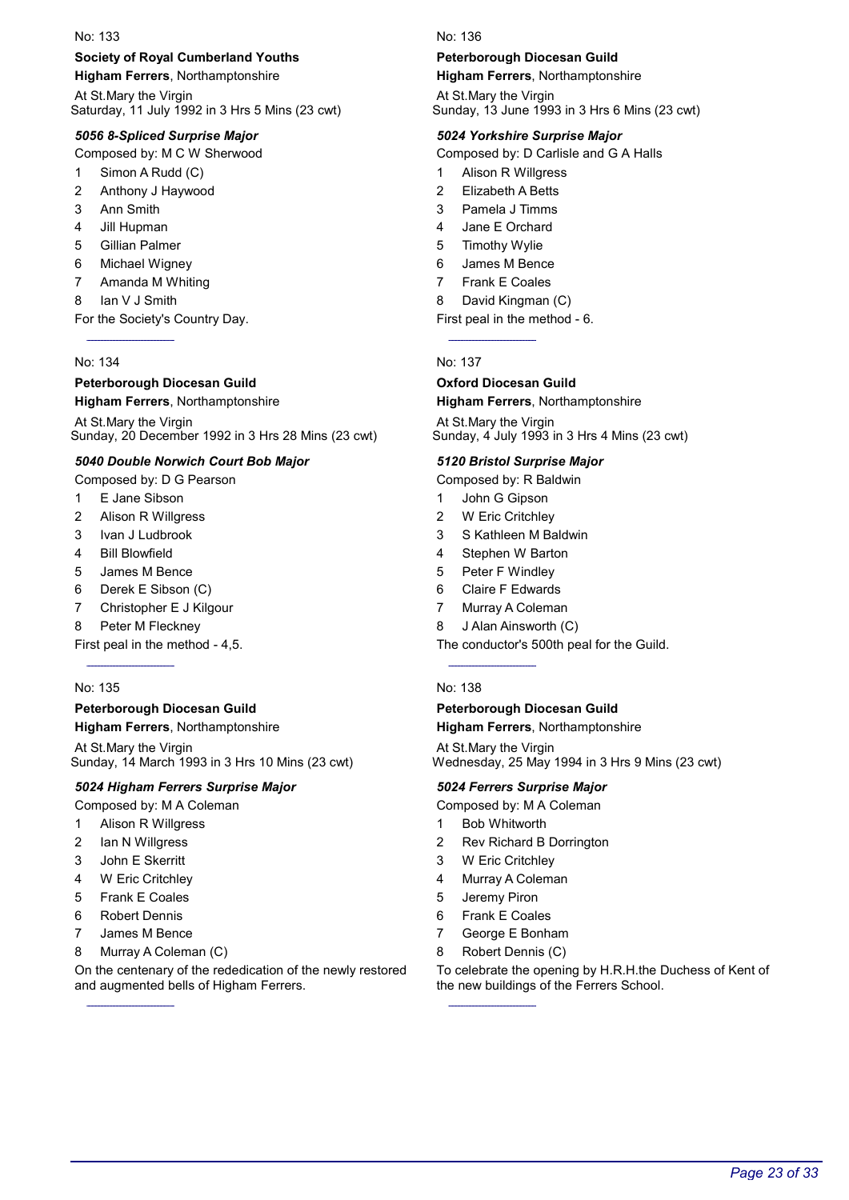No: 133

**Society of Royal Cumberland Youths**
**Higham Ferrers**, Northamptonshire

At St.Mary the Virgin
Saturday, 11 July 1992 in 3 Hrs 5 Mins (23 cwt)

***5056 8-Spliced Surprise Major***

Composed by: M C W Sherwood

1. Simon A Rudd (C)
2. Anthony J Haywood
3. Ann Smith
4. Jill Hupman
5. Gillian Palmer
6. Michael Wigney
7. Amanda M Whiting
8. Ian V J Smith

For the Society's Country Day.

---

No: 134

**Peterborough Diocesan Guild**
**Higham Ferrers**, Northamptonshire

At St.Mary the Virgin
Sunday, 20 December 1992 in 3 Hrs 28 Mins (23 cwt)

***5040 Double Norwich Court Bob Major***

Composed by: D G Pearson

1. E Jane Sibson
2. Alison R Willgress
3. Ivan J Ludbrook
4. Bill Blowfield
5. James M Bence
6. Derek E Sibson (C)
7. Christopher E J Kilgour
8. Peter M Fleckney

First peal in the method - 4,5.

---

No: 135

**Peterborough Diocesan Guild**
**Higham Ferrers**, Northamptonshire

At St.Mary the Virgin
Sunday, 14 March 1993 in 3 Hrs 10 Mins (23 cwt)

***5024 Higham Ferrers Surprise Major***

Composed by: M A Coleman

1. Alison R Willgress
2. Ian N Willgress
3. John E Skerritt
4. W Eric Critchley
5. Frank E Coales
6. Robert Dennis
7. James M Bence
8. Murray A Coleman (C)

On the centenary of the rededication of the newly restored and augmented bells of Higham Ferrers.

---

No: 136

**Peterborough Diocesan Guild**
**Higham Ferrers**, Northamptonshire

At St.Mary the Virgin
Sunday, 13 June 1993 in 3 Hrs 6 Mins (23 cwt)

***5024 Yorkshire Surprise Major***

Composed by: D Carlisle and G A Halls

1. Alison R Willgress
2. Elizabeth A Betts
3. Pamela J Timms
4. Jane E Orchard
5. Timothy Wylie
6. James M Bence
7. Frank E Coales
8. David Kingman (C)

First peal in the method - 6.

---

No: 137

**Oxford Diocesan Guild**
**Higham Ferrers**, Northamptonshire

At St.Mary the Virgin
Sunday, 4 July 1993 in 3 Hrs 4 Mins (23 cwt)

***5120 Bristol Surprise Major***

Composed by: R Baldwin

1. John G Gipson
2. W Eric Critchley
3. S Kathleen M Baldwin
4. Stephen W Barton
5. Peter F Windley
6. Claire F Edwards
7. Murray A Coleman
8. J Alan Ainsworth (C)

The conductor's 500th peal for the Guild.

---

No: 138

**Peterborough Diocesan Guild**
**Higham Ferrers**, Northamptonshire

At St.Mary the Virgin
Wednesday, 25 May 1994 in 3 Hrs 9 Mins (23 cwt)

***5024 Ferrers Surprise Major***

Composed by: M A Coleman

1. Bob Whitworth
2. Rev Richard B Dorrington
3. W Eric Critchley
4. Murray A Coleman
5. Jeremy Piron
6. Frank E Coales
7. George E Bonham
8. Robert Dennis (C)

To celebrate the opening by H.R.H.the Duchess of Kent of the new buildings of the Ferrers School.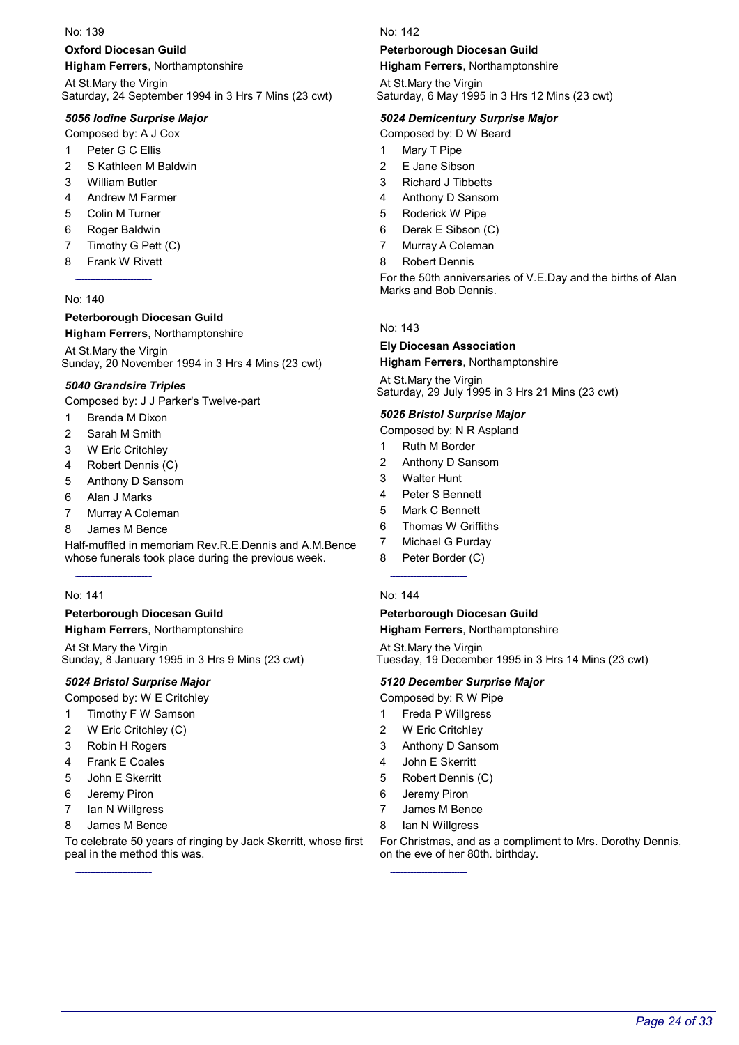No: 139

**Oxford Diocesan Guild**

**Higham Ferrers**, Northamptonshire

At St.Mary the Virgin
Saturday, 24 September 1994 in 3 Hrs 7 Mins (23 cwt)

***5056 Iodine Surprise Major***

Composed by: A J Cox

1. Peter G C Ellis
2. S Kathleen M Baldwin
3. William Butler
4. Andrew M Farmer
5. Colin M Turner
6. Roger Baldwin
7. Timothy G Pett (C)
8. Frank W Rivett

---

No: 140

**Peterborough Diocesan Guild**

**Higham Ferrers**, Northamptonshire

At St.Mary the Virgin
Sunday, 20 November 1994 in 3 Hrs 4 Mins (23 cwt)

***5040 Grandsire Triples***

Composed by: J J Parker's Twelve-part

1. Brenda M Dixon
2. Sarah M Smith
3. W Eric Critchley
4. Robert Dennis (C)
5. Anthony D Sansom
6. Alan J Marks
7. Murray A Coleman
8. James M Bence

Half-muffled in memoriam Rev.R.E.Dennis and A.M.Bence whose funerals took place during the previous week.

---

No: 141

**Peterborough Diocesan Guild**

**Higham Ferrers**, Northamptonshire

At St.Mary the Virgin
Sunday, 8 January 1995 in 3 Hrs 9 Mins (23 cwt)

***5024 Bristol Surprise Major***

Composed by: W E Critchley

1. Timothy F W Samson
2. W Eric Critchley (C)
3. Robin H Rogers
4. Frank E Coales
5. John E Skerritt
6. Jeremy Piron
7. Ian N Willgress
8. James M Bence

To celebrate 50 years of ringing by Jack Skerritt, whose first peal in the method this was.

---

No: 142

**Peterborough Diocesan Guild**

**Higham Ferrers**, Northamptonshire

At St.Mary the Virgin
Saturday, 6 May 1995 in 3 Hrs 12 Mins (23 cwt)

***5024 Demicentury Surprise Major***

Composed by: D W Beard

1. Mary T Pipe
2. E Jane Sibson
3. Richard J Tibbetts
4. Anthony D Sansom
5. Roderick W Pipe
6. Derek E Sibson (C)
7. Murray A Coleman
8. Robert Dennis

For the 50th anniversaries of V.E.Day and the births of Alan Marks and Bob Dennis.

---

No: 143

**Ely Diocesan Association**

**Higham Ferrers**, Northamptonshire

At St.Mary the Virgin
Saturday, 29 July 1995 in 3 Hrs 21 Mins (23 cwt)

***5026 Bristol Surprise Major***

Composed by: N R Aspland

1. Ruth M Border
2. Anthony D Sansom
3. Walter Hunt
4. Peter S Bennett
5. Mark C Bennett
6. Thomas W Griffiths
7. Michael G Purday
8. Peter Border (C)

---

No: 144

**Peterborough Diocesan Guild**

**Higham Ferrers**, Northamptonshire

At St.Mary the Virgin
Tuesday, 19 December 1995 in 3 Hrs 14 Mins (23 cwt)

***5120 December Surprise Major***

Composed by: R W Pipe

1. Freda P Willgress
2. W Eric Critchley
3. Anthony D Sansom
4. John E Skerritt
5. Robert Dennis (C)
6. Jeremy Piron
7. James M Bence
8. Ian N Willgress

For Christmas, and as a compliment to Mrs. Dorothy Dennis, on the eve of her 80th. birthday.

---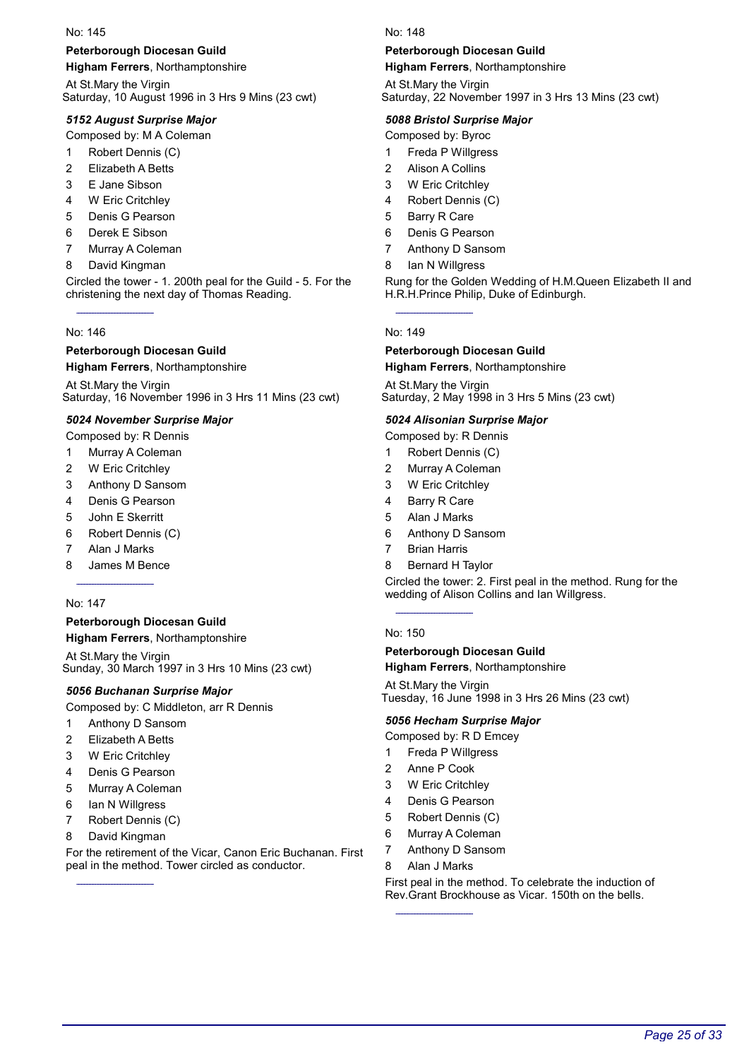No: 145

**Peterborough Diocesan Guild**

**Higham Ferrers**, Northamptonshire

At St.Mary the Virgin
Saturday, 10 August 1996 in 3 Hrs 9 Mins (23 cwt)

***5152 August Surprise Major***

Composed by: M A Coleman

1. Robert Dennis (C)
2. Elizabeth A Betts
3. E Jane Sibson
4. W Eric Critchley
5. Denis G Pearson
6. Derek E Sibson
7. Murray A Coleman
8. David Kingman

Circled the tower - 1. 200th peal for the Guild - 5. For the christening the next day of Thomas Reading.

---

No: 146

**Peterborough Diocesan Guild**

**Higham Ferrers**, Northamptonshire

At St.Mary the Virgin
Saturday, 16 November 1996 in 3 Hrs 11 Mins (23 cwt)

***5024 November Surprise Major***

Composed by: R Dennis

1. Murray A Coleman
2. W Eric Critchley
3. Anthony D Sansom
4. Denis G Pearson
5. John E Skerritt
6. Robert Dennis (C)
7. Alan J Marks
8. James M Bence

---

No: 147

**Peterborough Diocesan Guild**

**Higham Ferrers**, Northamptonshire

At St.Mary the Virgin
Sunday, 30 March 1997 in 3 Hrs 10 Mins (23 cwt)

***5056 Buchanan Surprise Major***

Composed by: C Middleton, arr R Dennis

1. Anthony D Sansom
2. Elizabeth A Betts
3. W Eric Critchley
4. Denis G Pearson
5. Murray A Coleman
6. Ian N Willgress
7. Robert Dennis (C)
8. David Kingman

For the retirement of the Vicar, Canon Eric Buchanan. First peal in the method. Tower circled as conductor.

---

No: 148

**Peterborough Diocesan Guild**

**Higham Ferrers**, Northamptonshire

At St.Mary the Virgin
Saturday, 22 November 1997 in 3 Hrs 13 Mins (23 cwt)

***5088 Bristol Surprise Major***

Composed by: Byroc

1. Freda P Willgress
2. Alison A Collins
3. W Eric Critchley
4. Robert Dennis (C)
5. Barry R Care
6. Denis G Pearson
7. Anthony D Sansom
8. Ian N Willgress

Rung for the Golden Wedding of H.M.Queen Elizabeth II and H.R.H.Prince Philip, Duke of Edinburgh.

---

No: 149

**Peterborough Diocesan Guild**

**Higham Ferrers**, Northamptonshire

At St.Mary the Virgin
Saturday, 2 May 1998 in 3 Hrs 5 Mins (23 cwt)

***5024 Alisonian Surprise Major***

Composed by: R Dennis

1. Robert Dennis (C)
2. Murray A Coleman
3. W Eric Critchley
4. Barry R Care
5. Alan J Marks
6. Anthony D Sansom
7. Brian Harris
8. Bernard H Taylor

Circled the tower: 2. First peal in the method. Rung for the wedding of Alison Collins and Ian Willgress.

---

No: 150

**Peterborough Diocesan Guild**

**Higham Ferrers**, Northamptonshire

At St.Mary the Virgin
Tuesday, 16 June 1998 in 3 Hrs 26 Mins (23 cwt)

***5056 Hecham Surprise Major***

Composed by: R D Emcey

1. Freda P Willgress
2. Anne P Cook
3. W Eric Critchley
4. Denis G Pearson
5. Robert Dennis (C)
6. Murray A Coleman
7. Anthony D Sansom
8. Alan J Marks

First peal in the method. To celebrate the induction of Rev.Grant Brockhouse as Vicar. 150th on the bells.

---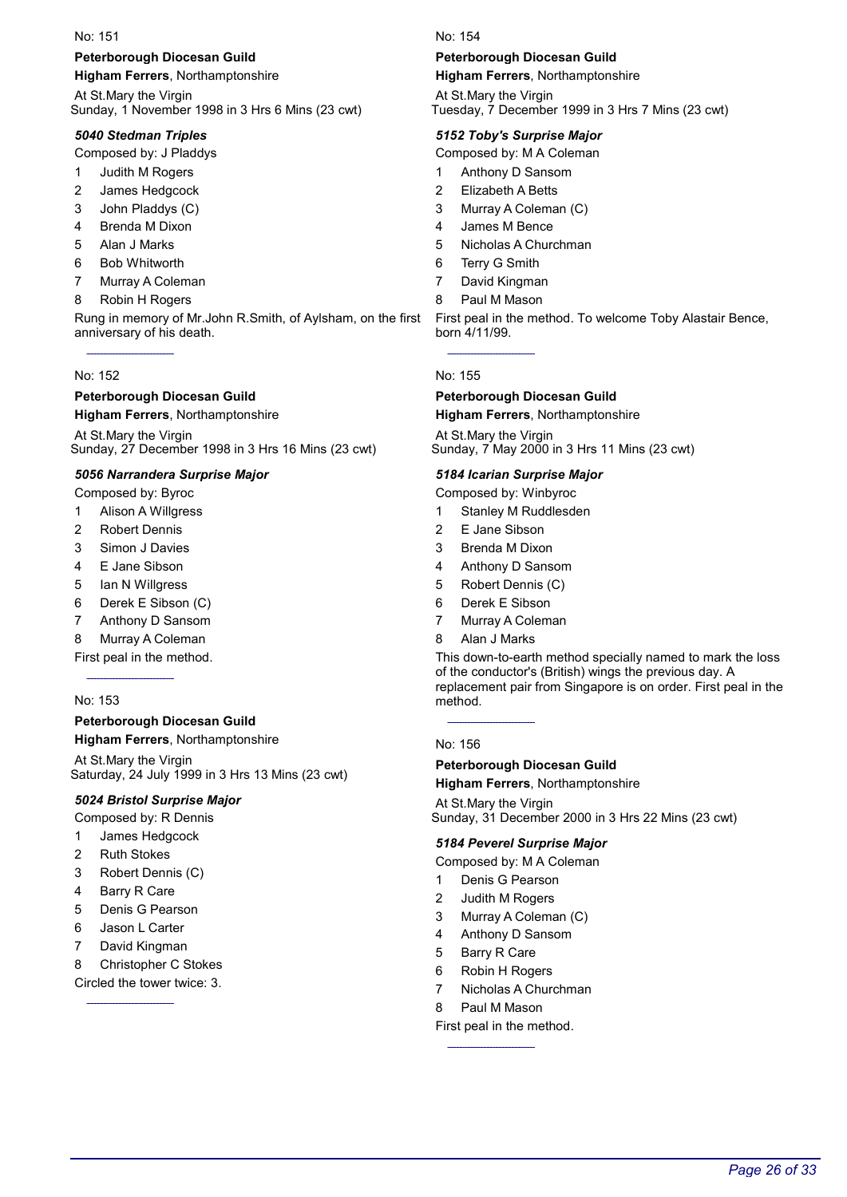No: 151

**Peterborough Diocesan Guild**

**Higham Ferrers**, Northamptonshire

At St.Mary the Virgin
Sunday, 1 November 1998 in 3 Hrs 6 Mins (23 cwt)

***5040 Stedman Triples***

Composed by: J Pladdys

1 Judith M Rogers
2 James Hedgcock
3 John Pladdys (C)
4 Brenda M Dixon
5 Alan J Marks
6 Bob Whitworth
7 Murray A Coleman
8 Robin H Rogers

Rung in memory of Mr.John R.Smith, of Aylsham, on the first anniversary of his death.

---

No: 152

**Peterborough Diocesan Guild**

**Higham Ferrers**, Northamptonshire

At St.Mary the Virgin
Sunday, 27 December 1998 in 3 Hrs 16 Mins (23 cwt)

***5056 Narrandera Surprise Major***

Composed by: Byroc

1 Alison A Willgress
2 Robert Dennis
3 Simon J Davies
4 E Jane Sibson
5 Ian N Willgress
6 Derek E Sibson (C)
7 Anthony D Sansom
8 Murray A Coleman

First peal in the method.

---

No: 153

**Peterborough Diocesan Guild**

**Higham Ferrers**, Northamptonshire

At St.Mary the Virgin
Saturday, 24 July 1999 in 3 Hrs 13 Mins (23 cwt)

***5024 Bristol Surprise Major***

Composed by: R Dennis

1 James Hedgcock
2 Ruth Stokes
3 Robert Dennis (C)
4 Barry R Care
5 Denis G Pearson
6 Jason L Carter
7 David Kingman
8 Christopher C Stokes

Circled the tower twice: 3.

---

No: 154

**Peterborough Diocesan Guild**

**Higham Ferrers**, Northamptonshire

At St.Mary the Virgin
Tuesday, 7 December 1999 in 3 Hrs 7 Mins (23 cwt)

***5152 Toby's Surprise Major***

Composed by: M A Coleman

1 Anthony D Sansom
2 Elizabeth A Betts
3 Murray A Coleman (C)
4 James M Bence
5 Nicholas A Churchman
6 Terry G Smith
7 David Kingman
8 Paul M Mason

First peal in the method. To welcome Toby Alastair Bence, born 4/11/99.

---

No: 155

**Peterborough Diocesan Guild**

**Higham Ferrers**, Northamptonshire

At St.Mary the Virgin
Sunday, 7 May 2000 in 3 Hrs 11 Mins (23 cwt)

***5184 Icarian Surprise Major***

Composed by: Winbyroc

1 Stanley M Ruddlesden
2 E Jane Sibson
3 Brenda M Dixon
4 Anthony D Sansom
5 Robert Dennis (C)
6 Derek E Sibson
7 Murray A Coleman
8 Alan J Marks

This down-to-earth method specially named to mark the loss of the conductor's (British) wings the previous day. A replacement pair from Singapore is on order. First peal in the method.

---

No: 156

**Peterborough Diocesan Guild**

**Higham Ferrers**, Northamptonshire

At St.Mary the Virgin
Sunday, 31 December 2000 in 3 Hrs 22 Mins (23 cwt)

***5184 Peverel Surprise Major***

Composed by: M A Coleman

1 Denis G Pearson
2 Judith M Rogers
3 Murray A Coleman (C)
4 Anthony D Sansom
5 Barry R Care
6 Robin H Rogers
7 Nicholas A Churchman
8 Paul M Mason

First peal in the method.

---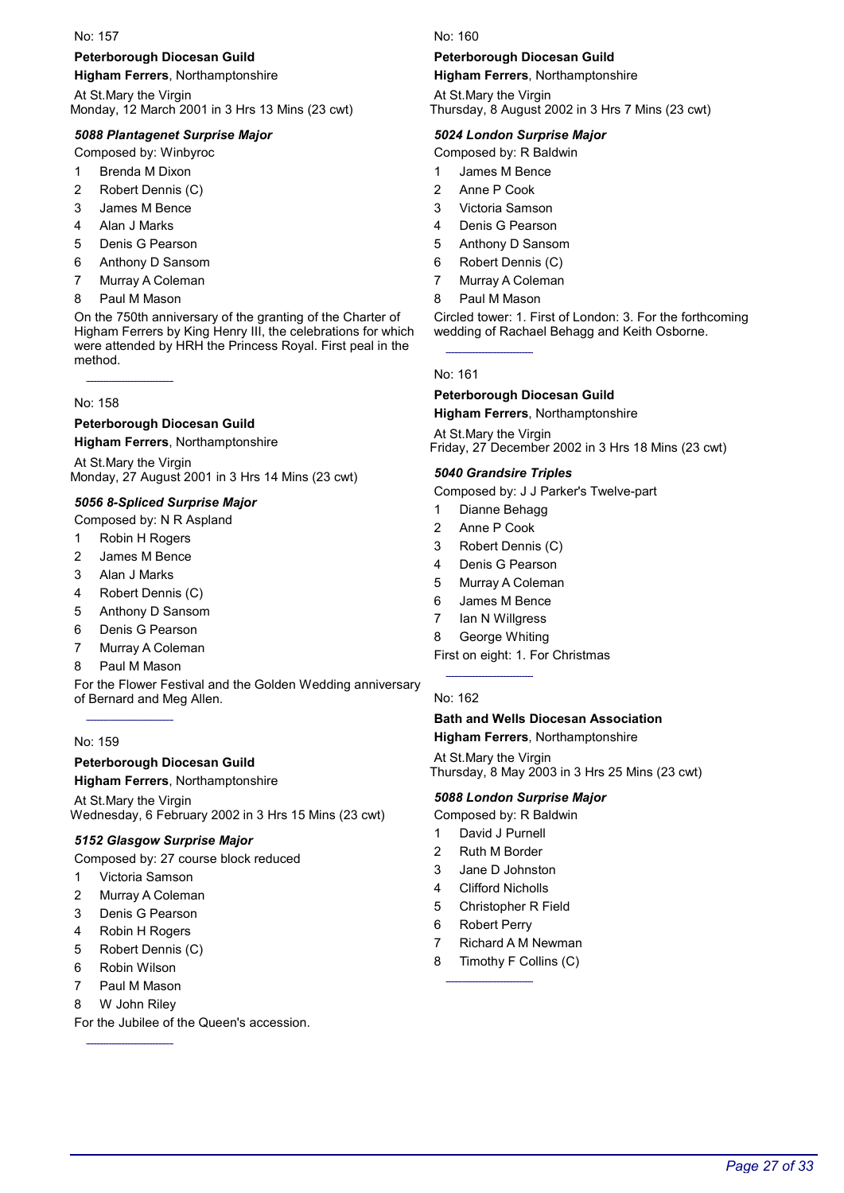No: 157

**Peterborough Diocesan Guild**

**Higham Ferrers**, Northamptonshire

At St.Mary the Virgin
Monday, 12 March 2001 in 3 Hrs 13 Mins (23 cwt)

***5088 Plantagenet Surprise Major***

Composed by: Winbyroc

1. Brenda M Dixon
2. Robert Dennis (C)
3. James M Bence
4. Alan J Marks
5. Denis G Pearson
6. Anthony D Sansom
7. Murray A Coleman
8. Paul M Mason

On the 750th anniversary of the granting of the Charter of Higham Ferrers by King Henry III, the celebrations for which were attended by HRH the Princess Royal. First peal in the method.

---

No: 158

**Peterborough Diocesan Guild**

**Higham Ferrers**, Northamptonshire

At St.Mary the Virgin
Monday, 27 August 2001 in 3 Hrs 14 Mins (23 cwt)

***5056 8-Spliced Surprise Major***

Composed by: N R Aspland

1. Robin H Rogers
2. James M Bence
3. Alan J Marks
4. Robert Dennis (C)
5. Anthony D Sansom
6. Denis G Pearson
7. Murray A Coleman
8. Paul M Mason

For the Flower Festival and the Golden Wedding anniversary of Bernard and Meg Allen.

---

No: 159

**Peterborough Diocesan Guild**

**Higham Ferrers**, Northamptonshire

At St.Mary the Virgin
Wednesday, 6 February 2002 in 3 Hrs 15 Mins (23 cwt)

***5152 Glasgow Surprise Major***

Composed by: 27 course block reduced

1. Victoria Samson
2. Murray A Coleman
3. Denis G Pearson
4. Robin H Rogers
5. Robert Dennis (C)
6. Robin Wilson
7. Paul M Mason
8. W John Riley

For the Jubilee of the Queen's accession.

---

No: 160

**Peterborough Diocesan Guild**

**Higham Ferrers**, Northamptonshire

At St.Mary the Virgin
Thursday, 8 August 2002 in 3 Hrs 7 Mins (23 cwt)

***5024 London Surprise Major***

Composed by: R Baldwin

1. James M Bence
2. Anne P Cook
3. Victoria Samson
4. Denis G Pearson
5. Anthony D Sansom
6. Robert Dennis (C)
7. Murray A Coleman
8. Paul M Mason

Circled tower: 1. First of London: 3. For the forthcoming wedding of Rachael Behagg and Keith Osborne.

---

No: 161

**Peterborough Diocesan Guild**

**Higham Ferrers**, Northamptonshire

At St.Mary the Virgin
Friday, 27 December 2002 in 3 Hrs 18 Mins (23 cwt)

***5040 Grandsire Triples***

Composed by: J J Parker's Twelve-part

1. Dianne Behagg
2. Anne P Cook
3. Robert Dennis (C)
4. Denis G Pearson
5. Murray A Coleman
6. James M Bence
7. Ian N Willgress
8. George Whiting

First on eight: 1. For Christmas

---

No: 162

**Bath and Wells Diocesan Association**

**Higham Ferrers**, Northamptonshire

At St.Mary the Virgin
Thursday, 8 May 2003 in 3 Hrs 25 Mins (23 cwt)

***5088 London Surprise Major***

Composed by: R Baldwin

1. David J Purnell
2. Ruth M Border
3. Jane D Johnston
4. Clifford Nicholls
5. Christopher R Field
6. Robert Perry
7. Richard A M Newman
8. Timothy F Collins (C)

---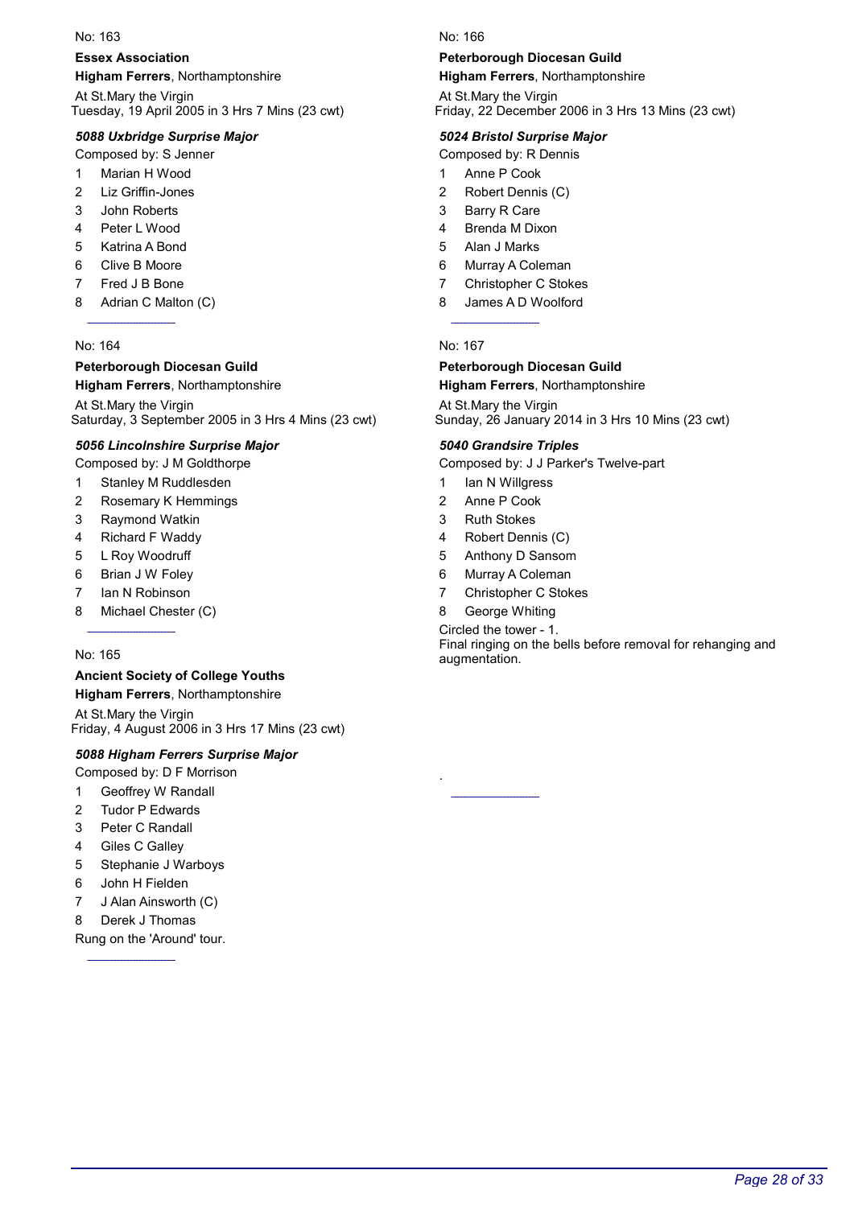No: 163

**Essex Association**

**Higham Ferrers**, Northamptonshire

At St.Mary the Virgin
Tuesday, 19 April 2005 in 3 Hrs 7 Mins (23 cwt)

***5088 Uxbridge Surprise Major***

Composed by: S Jenner

1 Marian H Wood
2 Liz Griffin-Jones
3 John Roberts
4 Peter L Wood
5 Katrina A Bond
6 Clive B Moore
7 Fred J B Bone
8 Adrian C Malton (C)

---

No: 164

**Peterborough Diocesan Guild**

**Higham Ferrers**, Northamptonshire

At St.Mary the Virgin
Saturday, 3 September 2005 in 3 Hrs 4 Mins (23 cwt)

***5056 Lincolnshire Surprise Major***

Composed by: J M Goldthorpe

1 Stanley M Ruddlesden
2 Rosemary K Hemmings
3 Raymond Watkin
4 Richard F Waddy
5 L Roy Woodruff
6 Brian J W Foley
7 Ian N Robinson
8 Michael Chester (C)

---

No: 165

**Ancient Society of College Youths**

**Higham Ferrers**, Northamptonshire

At St.Mary the Virgin
Friday, 4 August 2006 in 3 Hrs 17 Mins (23 cwt)

***5088 Higham Ferrers Surprise Major***

Composed by: D F Morrison

1 Geoffrey W Randall
2 Tudor P Edwards
3 Peter C Randall
4 Giles C Galley
5 Stephanie J Warboys
6 John H Fielden
7 J Alan Ainsworth (C)
8 Derek J Thomas

Rung on the 'Around' tour.

---

No: 166

**Peterborough Diocesan Guild**

**Higham Ferrers**, Northamptonshire

At St.Mary the Virgin
Friday, 22 December 2006 in 3 Hrs 13 Mins (23 cwt)

***5024 Bristol Surprise Major***

Composed by: R Dennis

1 Anne P Cook
2 Robert Dennis (C)
3 Barry R Care
4 Brenda M Dixon
5 Alan J Marks
6 Murray A Coleman
7 Christopher C Stokes
8 James A D Woolford

---

No: 167

**Peterborough Diocesan Guild**

**Higham Ferrers**, Northamptonshire

At St.Mary the Virgin
Sunday, 26 January 2014 in 3 Hrs 10 Mins (23 cwt)

***5040 Grandsire Triples***

Composed by: J J Parker's Twelve-part

1 Ian N Willgress
2 Anne P Cook
3 Ruth Stokes
4 Robert Dennis (C)
5 Anthony D Sansom
6 Murray A Coleman
7 Christopher C Stokes
8 George Whiting

Circled the tower - 1.
Final ringing on the bells before removal for rehanging and augmentation.

.

---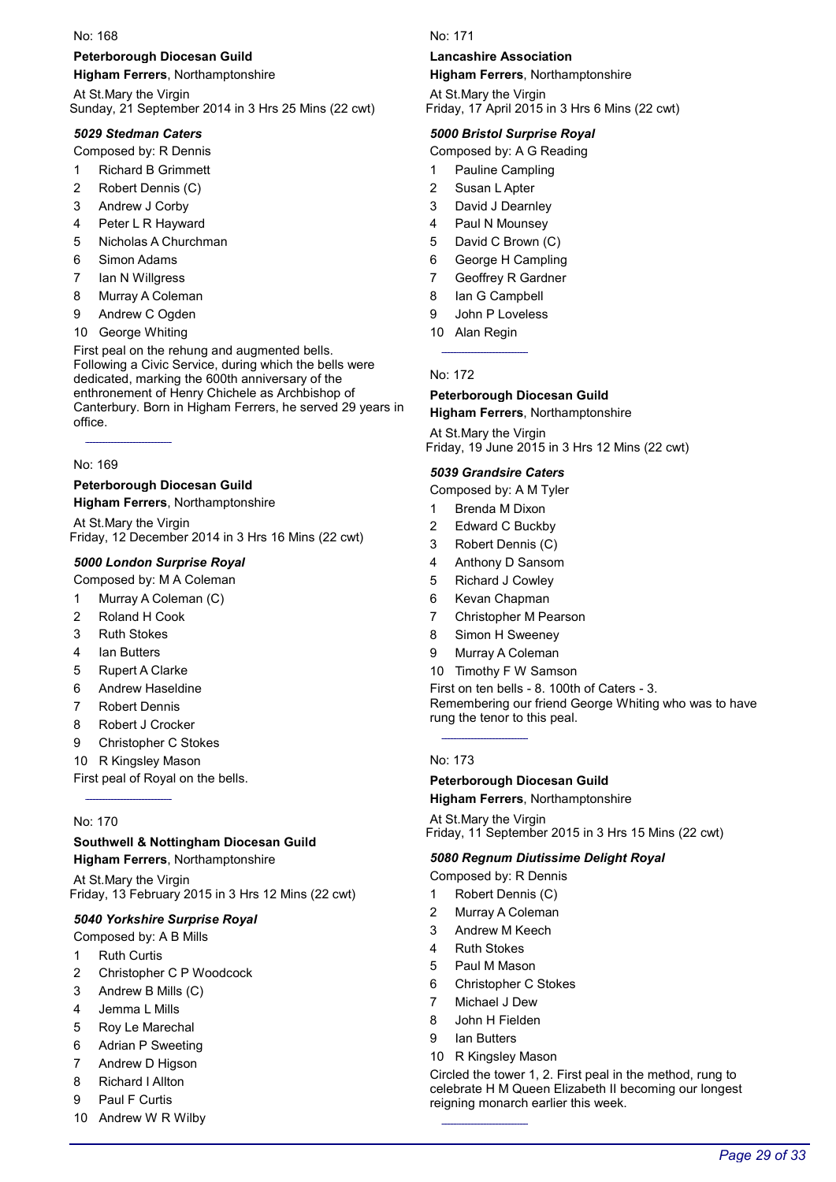No: 168

**Peterborough Diocesan Guild**
**Higham Ferrers**, Northamptonshire

At St.Mary the Virgin
Sunday, 21 September 2014 in 3 Hrs 25 Mins (22 cwt)

***5029 Stedman Caters***

Composed by: R Dennis

1 Richard B Grimmett
2 Robert Dennis (C)
3 Andrew J Corby
4 Peter L R Hayward
5 Nicholas A Churchman
6 Simon Adams
7 Ian N Willgress
8 Murray A Coleman
9 Andrew C Ogden
10 George Whiting

First peal on the rehung and augmented bells.
Following a Civic Service, during which the bells were dedicated, marking the 600th anniversary of the enthronement of Henry Chichele as Archbishop of Canterbury. Born in Higham Ferrers, he served 29 years in office.

---

No: 169

**Peterborough Diocesan Guild**
**Higham Ferrers**, Northamptonshire

At St.Mary the Virgin
Friday, 12 December 2014 in 3 Hrs 16 Mins (22 cwt)

***5000 London Surprise Royal***

Composed by: M A Coleman

1 Murray A Coleman (C)
2 Roland H Cook
3 Ruth Stokes
4 Ian Butters
5 Rupert A Clarke
6 Andrew Haseldine
7 Robert Dennis
8 Robert J Crocker
9 Christopher C Stokes
10 R Kingsley Mason

First peal of Royal on the bells.

---

No: 170

**Southwell & Nottingham Diocesan Guild**
**Higham Ferrers**, Northamptonshire

At St.Mary the Virgin
Friday, 13 February 2015 in 3 Hrs 12 Mins (22 cwt)

***5040 Yorkshire Surprise Royal***

Composed by: A B Mills

1 Ruth Curtis
2 Christopher C P Woodcock
3 Andrew B Mills (C)
4 Jemma L Mills
5 Roy Le Marechal
6 Adrian P Sweeting
7 Andrew D Higson
8 Richard I Allton
9 Paul F Curtis
10 Andrew W R Wilby

---

No: 171

**Lancashire Association**
**Higham Ferrers**, Northamptonshire

At St.Mary the Virgin
Friday, 17 April 2015 in 3 Hrs 6 Mins (22 cwt)

***5000 Bristol Surprise Royal***

Composed by: A G Reading

1 Pauline Campling
2 Susan L Apter
3 David J Dearnley
4 Paul N Mounsey
5 David C Brown (C)
6 George H Campling
7 Geoffrey R Gardner
8 Ian G Campbell
9 John P Loveless
10 Alan Regin

---

No: 172

**Peterborough Diocesan Guild**
**Higham Ferrers**, Northamptonshire

At St.Mary the Virgin
Friday, 19 June 2015 in 3 Hrs 12 Mins (22 cwt)

***5039 Grandsire Caters***

Composed by: A M Tyler

1 Brenda M Dixon
2 Edward C Buckby
3 Robert Dennis (C)
4 Anthony D Sansom
5 Richard J Cowley
6 Kevan Chapman
7 Christopher M Pearson
8 Simon H Sweeney
9 Murray A Coleman
10 Timothy F W Samson

First on ten bells - 8. 100th of Caters - 3.
Remembering our friend George Whiting who was to have rung the tenor to this peal.

---

No: 173

**Peterborough Diocesan Guild**
**Higham Ferrers**, Northamptonshire

At St.Mary the Virgin
Friday, 11 September 2015 in 3 Hrs 15 Mins (22 cwt)

***5080 Regnum Diutissime Delight Royal***

Composed by: R Dennis

1 Robert Dennis (C)
2 Murray A Coleman
3 Andrew M Keech
4 Ruth Stokes
5 Paul M Mason
6 Christopher C Stokes
7 Michael J Dew
8 John H Fielden
9 Ian Butters
10 R Kingsley Mason

Circled the tower 1, 2. First peal in the method, rung to celebrate H M Queen Elizabeth II becoming our longest reigning monarch earlier this week.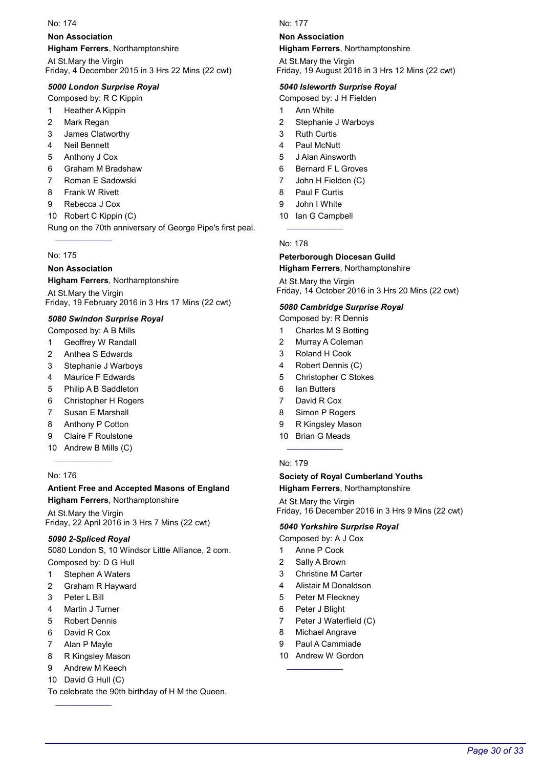No: 174

**Non Association**

**Higham Ferrers**, Northamptonshire

At St.Mary the Virgin
Friday, 4 December 2015 in 3 Hrs 22 Mins (22 cwt)

***5000 London Surprise Royal***

Composed by: R C Kippin

1 Heather A Kippin
2 Mark Regan
3 James Clatworthy
4 Neil Bennett
5 Anthony J Cox
6 Graham M Bradshaw
7 Roman E Sadowski
8 Frank W Rivett
9 Rebecca J Cox
10 Robert C Kippin (C)

Rung on the 70th anniversary of George Pipe's first peal.

---

No: 175

**Non Association**

**Higham Ferrers**, Northamptonshire

At St.Mary the Virgin
Friday, 19 February 2016 in 3 Hrs 17 Mins (22 cwt)

***5080 Swindon Surprise Royal***

Composed by: A B Mills

1 Geoffrey W Randall
2 Anthea S Edwards
3 Stephanie J Warboys
4 Maurice F Edwards
5 Philip A B Saddleton
6 Christopher H Rogers
7 Susan E Marshall
8 Anthony P Cotton
9 Claire F Roulstone
10 Andrew B Mills (C)

---

No: 176

**Antient Free and Accepted Masons of England**

**Higham Ferrers**, Northamptonshire

At St.Mary the Virgin
Friday, 22 April 2016 in 3 Hrs 7 Mins (22 cwt)

***5090 2-Spliced Royal***

5080 London S, 10 Windsor Little Alliance, 2 com.

Composed by: D G Hull

1 Stephen A Waters
2 Graham R Hayward
3 Peter L Bill
4 Martin J Turner
5 Robert Dennis
6 David R Cox
7 Alan P Mayle
8 R Kingsley Mason
9 Andrew M Keech
10 David G Hull (C)

To celebrate the 90th birthday of H M the Queen.

---

No: 177

**Non Association**

**Higham Ferrers**, Northamptonshire

At St.Mary the Virgin
Friday, 19 August 2016 in 3 Hrs 12 Mins (22 cwt)

***5040 Isleworth Surprise Royal***

Composed by: J H Fielden

1 Ann White
2 Stephanie J Warboys
3 Ruth Curtis
4 Paul McNutt
5 J Alan Ainsworth
6 Bernard F L Groves
7 John H Fielden (C)
8 Paul F Curtis
9 John I White
10 Ian G Campbell

---

No: 178

**Peterborough Diocesan Guild**

**Higham Ferrers**, Northamptonshire

At St.Mary the Virgin
Friday, 14 October 2016 in 3 Hrs 20 Mins (22 cwt)

***5080 Cambridge Surprise Royal***

Composed by: R Dennis

1 Charles M S Botting
2 Murray A Coleman
3 Roland H Cook
4 Robert Dennis (C)
5 Christopher C Stokes
6 Ian Butters
7 David R Cox
8 Simon P Rogers
9 R Kingsley Mason
10 Brian G Meads

---

No: 179

**Society of Royal Cumberland Youths**

**Higham Ferrers**, Northamptonshire

At St.Mary the Virgin
Friday, 16 December 2016 in 3 Hrs 9 Mins (22 cwt)

***5040 Yorkshire Surprise Royal***

Composed by: A J Cox

1 Anne P Cook
2 Sally A Brown
3 Christine M Carter
4 Alistair M Donaldson
5 Peter M Fleckney
6 Peter J Blight
7 Peter J Waterfield (C)
8 Michael Angrave
9 Paul A Cammiade
10 Andrew W Gordon

---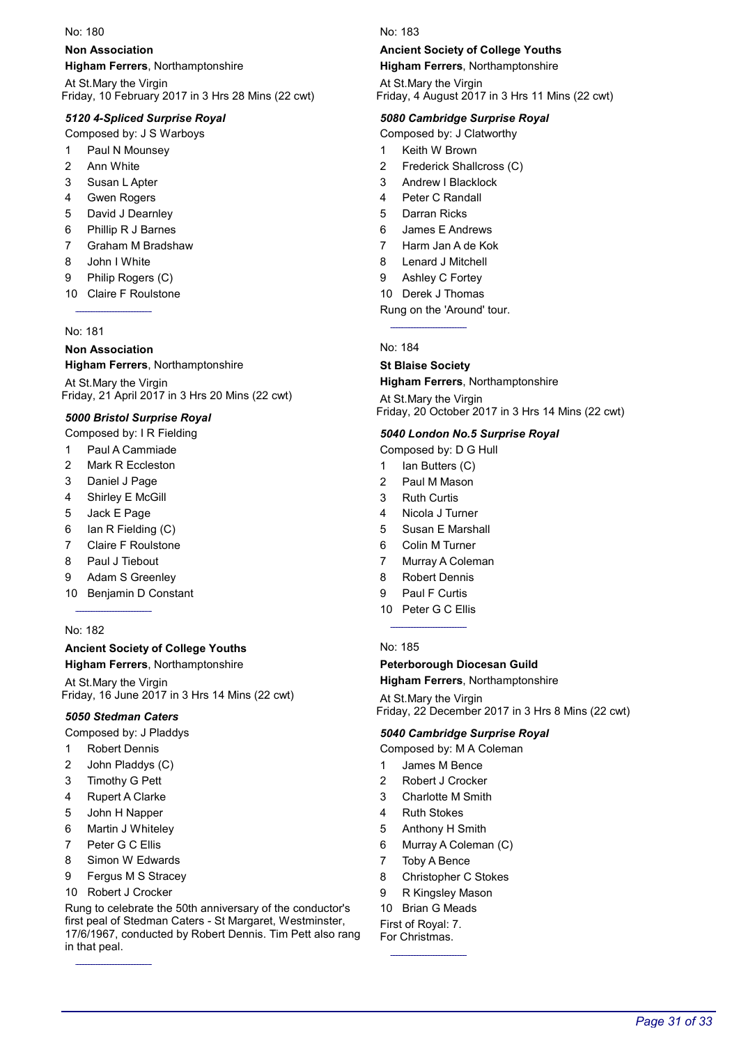No: 180

**Non Association**

**Higham Ferrers**, Northamptonshire

At St.Mary the Virgin
Friday, 10 February 2017 in 3 Hrs 28 Mins (22 cwt)

***5120 4-Spliced Surprise Royal***

Composed by: J S Warboys

1 Paul N Mounsey
2 Ann White
3 Susan L Apter
4 Gwen Rogers
5 David J Dearnley
6 Phillip R J Barnes
7 Graham M Bradshaw
8 John I White
9 Philip Rogers (C)
10 Claire F Roulstone

---

No: 181

**Non Association**

**Higham Ferrers**, Northamptonshire

At St.Mary the Virgin
Friday, 21 April 2017 in 3 Hrs 20 Mins (22 cwt)

***5000 Bristol Surprise Royal***

Composed by: I R Fielding

1 Paul A Cammiade
2 Mark R Eccleston
3 Daniel J Page
4 Shirley E McGill
5 Jack E Page
6 Ian R Fielding (C)
7 Claire F Roulstone
8 Paul J Tiebout
9 Adam S Greenley
10 Benjamin D Constant

---

No: 182

**Ancient Society of College Youths**

**Higham Ferrers**, Northamptonshire

At St.Mary the Virgin
Friday, 16 June 2017 in 3 Hrs 14 Mins (22 cwt)

***5050 Stedman Caters***

Composed by: J Pladdys

1 Robert Dennis
2 John Pladdys (C)
3 Timothy G Pett
4 Rupert A Clarke
5 John H Napper
6 Martin J Whiteley
7 Peter G C Ellis
8 Simon W Edwards
9 Fergus M S Stracey
10 Robert J Crocker

Rung to celebrate the 50th anniversary of the conductor's first peal of Stedman Caters - St Margaret, Westminster, 17/6/1967, conducted by Robert Dennis. Tim Pett also rang in that peal.

---

No: 183

**Ancient Society of College Youths**

**Higham Ferrers**, Northamptonshire

At St.Mary the Virgin
Friday, 4 August 2017 in 3 Hrs 11 Mins (22 cwt)

***5080 Cambridge Surprise Royal***

Composed by: J Clatworthy

1 Keith W Brown
2 Frederick Shallcross (C)
3 Andrew I Blacklock
4 Peter C Randall
5 Darran Ricks
6 James E Andrews
7 Harm Jan A de Kok
8 Lenard J Mitchell
9 Ashley C Fortey
10 Derek J Thomas

Rung on the 'Around' tour.

---

No: 184

**St Blaise Society**

**Higham Ferrers**, Northamptonshire

At St.Mary the Virgin
Friday, 20 October 2017 in 3 Hrs 14 Mins (22 cwt)

***5040 London No.5 Surprise Royal***

Composed by: D G Hull

1 Ian Butters (C)
2 Paul M Mason
3 Ruth Curtis
4 Nicola J Turner
5 Susan E Marshall
6 Colin M Turner
7 Murray A Coleman
8 Robert Dennis
9 Paul F Curtis
10 Peter G C Ellis

---

No: 185

**Peterborough Diocesan Guild**

**Higham Ferrers**, Northamptonshire

At St.Mary the Virgin
Friday, 22 December 2017 in 3 Hrs 8 Mins (22 cwt)

***5040 Cambridge Surprise Royal***

Composed by: M A Coleman

1 James M Bence
2 Robert J Crocker
3 Charlotte M Smith
4 Ruth Stokes
5 Anthony H Smith
6 Murray A Coleman (C)
7 Toby A Bence
8 Christopher C Stokes
9 R Kingsley Mason
10 Brian G Meads

First of Royal: 7.
For Christmas.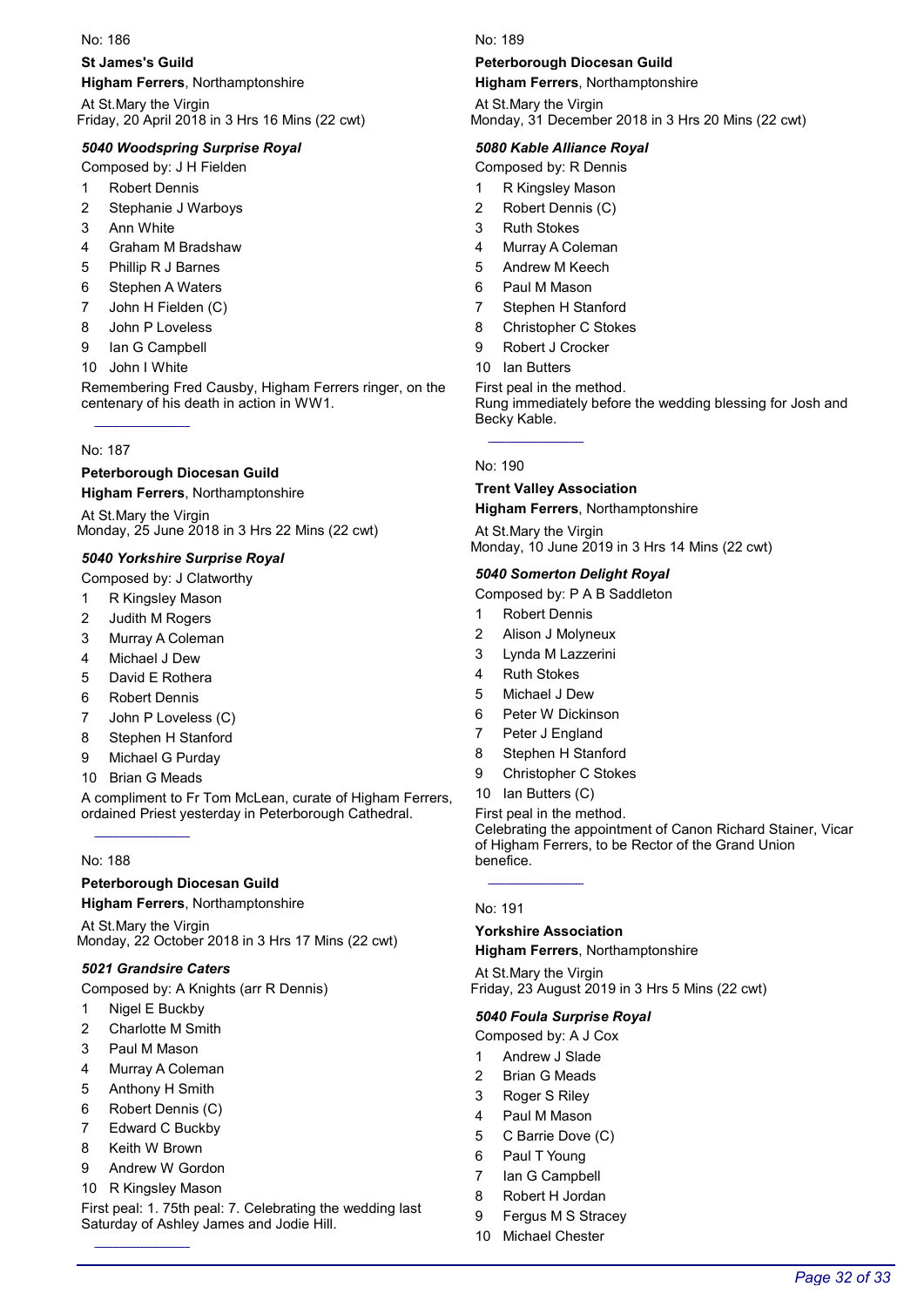No: 186

**St James's Guild**

**Higham Ferrers**, Northamptonshire

At St.Mary the Virgin
Friday, 20 April 2018 in 3 Hrs 16 Mins (22 cwt)

***5040 Woodspring Surprise Royal***

Composed by: J H Fielden

1 Robert Dennis
2 Stephanie J Warboys
3 Ann White
4 Graham M Bradshaw
5 Phillip R J Barnes
6 Stephen A Waters
7 John H Fielden (C)
8 John P Loveless
9 Ian G Campbell
10 John I White

Remembering Fred Causby, Higham Ferrers ringer, on the centenary of his death in action in WW1.

---

No: 187

**Peterborough Diocesan Guild**

**Higham Ferrers**, Northamptonshire

At St.Mary the Virgin
Monday, 25 June 2018 in 3 Hrs 22 Mins (22 cwt)

***5040 Yorkshire Surprise Royal***

Composed by: J Clatworthy

1 R Kingsley Mason
2 Judith M Rogers
3 Murray A Coleman
4 Michael J Dew
5 David E Rothera
6 Robert Dennis
7 John P Loveless (C)
8 Stephen H Stanford
9 Michael G Purday
10 Brian G Meads

A compliment to Fr Tom McLean, curate of Higham Ferrers, ordained Priest yesterday in Peterborough Cathedral.

---

No: 188

**Peterborough Diocesan Guild**

**Higham Ferrers**, Northamptonshire

At St.Mary the Virgin
Monday, 22 October 2018 in 3 Hrs 17 Mins (22 cwt)

***5021 Grandsire Caters***

Composed by: A Knights (arr R Dennis)

1 Nigel E Buckby
2 Charlotte M Smith
3 Paul M Mason
4 Murray A Coleman
5 Anthony H Smith
6 Robert Dennis (C)
7 Edward C Buckby
8 Keith W Brown
9 Andrew W Gordon
10 R Kingsley Mason

First peal: 1. 75th peal: 7. Celebrating the wedding last Saturday of Ashley James and Jodie Hill.

---

No: 189

**Peterborough Diocesan Guild**

**Higham Ferrers**, Northamptonshire

At St.Mary the Virgin
Monday, 31 December 2018 in 3 Hrs 20 Mins (22 cwt)

***5080 Kable Alliance Royal***

Composed by: R Dennis

1 R Kingsley Mason
2 Robert Dennis (C)
3 Ruth Stokes
4 Murray A Coleman
5 Andrew M Keech
6 Paul M Mason
7 Stephen H Stanford
8 Christopher C Stokes
9 Robert J Crocker
10 Ian Butters

First peal in the method.
Rung immediately before the wedding blessing for Josh and Becky Kable.

---

No: 190

**Trent Valley Association**

**Higham Ferrers**, Northamptonshire

At St.Mary the Virgin
Monday, 10 June 2019 in 3 Hrs 14 Mins (22 cwt)

***5040 Somerton Delight Royal***

Composed by: P A B Saddleton

1 Robert Dennis
2 Alison J Molyneux
3 Lynda M Lazzerini
4 Ruth Stokes
5 Michael J Dew
6 Peter W Dickinson
7 Peter J England
8 Stephen H Stanford
9 Christopher C Stokes
10 Ian Butters (C)

First peal in the method.
Celebrating the appointment of Canon Richard Stainer, Vicar of Higham Ferrers, to be Rector of the Grand Union benefice.

---

No: 191

**Yorkshire Association**

**Higham Ferrers**, Northamptonshire

At St.Mary the Virgin
Friday, 23 August 2019 in 3 Hrs 5 Mins (22 cwt)

***5040 Foula Surprise Royal***

Composed by: A J Cox

1 Andrew J Slade
2 Brian G Meads
3 Roger S Riley
4 Paul M Mason
5 C Barrie Dove (C)
6 Paul T Young
7 Ian G Campbell
8 Robert H Jordan
9 Fergus M S Stracey
10 Michael Chester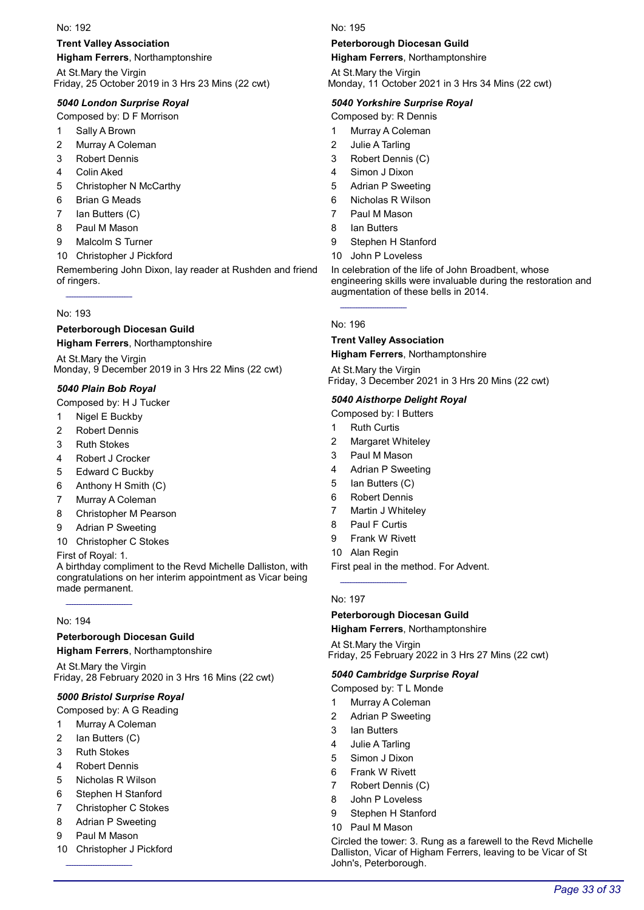No: 192

**Trent Valley Association**

**Higham Ferrers**, Northamptonshire

At St.Mary the Virgin
Friday, 25 October 2019 in 3 Hrs 23 Mins (22 cwt)

***5040 London Surprise Royal***

Composed by: D F Morrison

1. Sally A Brown
2. Murray A Coleman
3. Robert Dennis
4. Colin Aked
5. Christopher N McCarthy
6. Brian G Meads
7. Ian Butters (C)
8. Paul M Mason
9. Malcolm S Turner
10. Christopher J Pickford

Remembering John Dixon, lay reader at Rushden and friend of ringers.

---

No: 193

**Peterborough Diocesan Guild**

**Higham Ferrers**, Northamptonshire

At St.Mary the Virgin
Monday, 9 December 2019 in 3 Hrs 22 Mins (22 cwt)

***5040 Plain Bob Royal***

Composed by: H J Tucker

1. Nigel E Buckby
2. Robert Dennis
3. Ruth Stokes
4. Robert J Crocker
5. Edward C Buckby
6. Anthony H Smith (C)
7. Murray A Coleman
8. Christopher M Pearson
9. Adrian P Sweeting
10. Christopher C Stokes

First of Royal: 1.
A birthday compliment to the Revd Michelle Dalliston, with congratulations on her interim appointment as Vicar being made permanent.

---

No: 194

**Peterborough Diocesan Guild**

**Higham Ferrers**, Northamptonshire

At St.Mary the Virgin
Friday, 28 February 2020 in 3 Hrs 16 Mins (22 cwt)

***5000 Bristol Surprise Royal***

Composed by: A G Reading

1. Murray A Coleman
2. Ian Butters (C)
3. Ruth Stokes
4. Robert Dennis
5. Nicholas R Wilson
6. Stephen H Stanford
7. Christopher C Stokes
8. Adrian P Sweeting
9. Paul M Mason
10. Christopher J Pickford

---

No: 195

**Peterborough Diocesan Guild**

**Higham Ferrers**, Northamptonshire

At St.Mary the Virgin
Monday, 11 October 2021 in 3 Hrs 34 Mins (22 cwt)

***5040 Yorkshire Surprise Royal***

Composed by: R Dennis

1. Murray A Coleman
2. Julie A Tarling
3. Robert Dennis (C)
4. Simon J Dixon
5. Adrian P Sweeting
6. Nicholas R Wilson
7. Paul M Mason
8. Ian Butters
9. Stephen H Stanford
10. John P Loveless

In celebration of the life of John Broadbent, whose engineering skills were invaluable during the restoration and augmentation of these bells in 2014.

---

No: 196

**Trent Valley Association**

**Higham Ferrers**, Northamptonshire

At St.Mary the Virgin
Friday, 3 December 2021 in 3 Hrs 20 Mins (22 cwt)

***5040 Aisthorpe Delight Royal***

Composed by: I Butters

1. Ruth Curtis
2. Margaret Whiteley
3. Paul M Mason
4. Adrian P Sweeting
5. Ian Butters (C)
6. Robert Dennis
7. Martin J Whiteley
8. Paul F Curtis
9. Frank W Rivett
10. Alan Regin

First peal in the method. For Advent.

---

No: 197

**Peterborough Diocesan Guild**

**Higham Ferrers**, Northamptonshire

At St.Mary the Virgin
Friday, 25 February 2022 in 3 Hrs 27 Mins (22 cwt)

***5040 Cambridge Surprise Royal***

Composed by: T L Monde

1. Murray A Coleman
2. Adrian P Sweeting
3. Ian Butters
4. Julie A Tarling
5. Simon J Dixon
6. Frank W Rivett
7. Robert Dennis (C)
8. John P Loveless
9. Stephen H Stanford
10. Paul M Mason

Circled the tower: 3. Rung as a farewell to the Revd Michelle Dalliston, Vicar of Higham Ferrers, leaving to be Vicar of St John's, Peterborough.